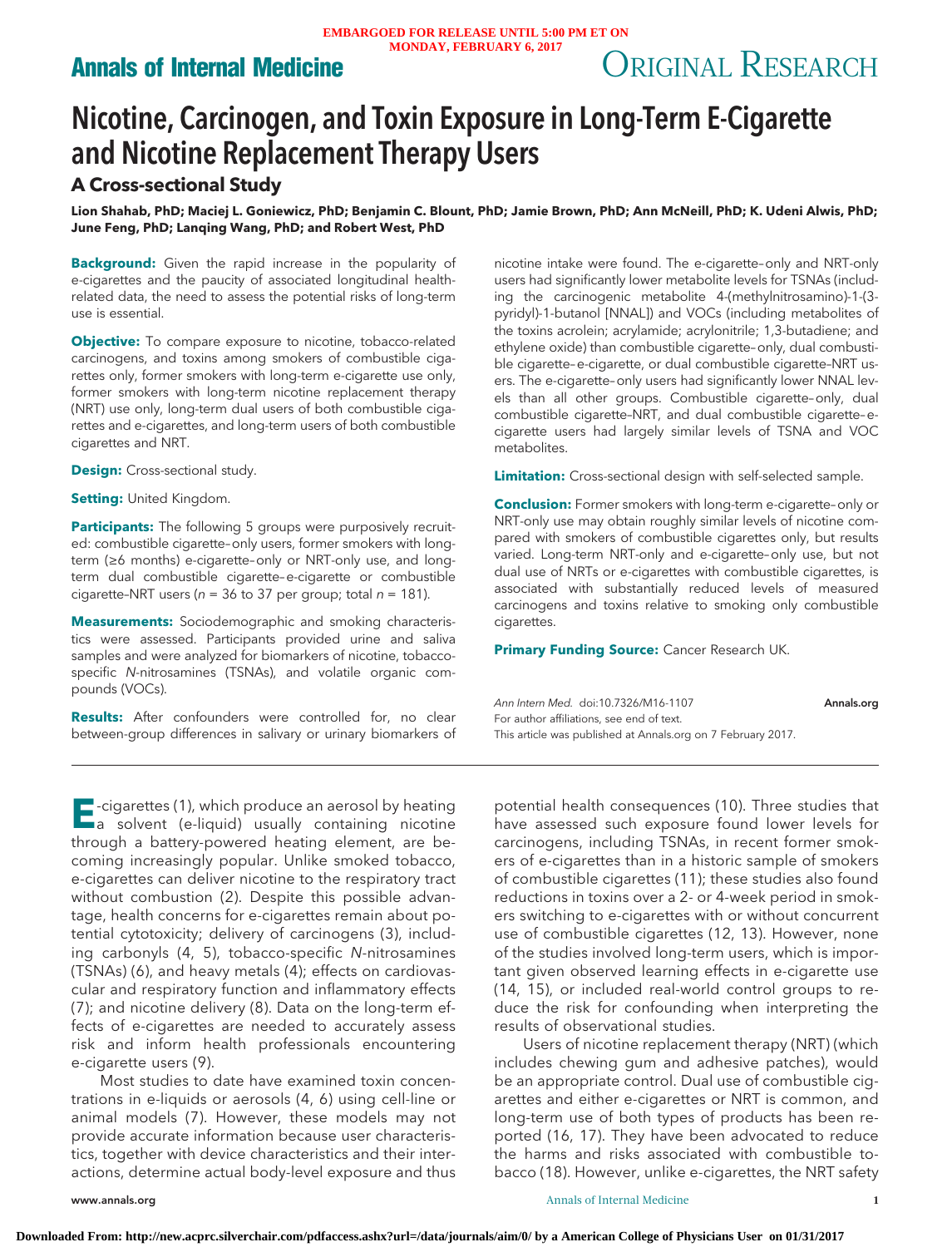# Nicotine, Carcinogen, and Toxin Exposure in Long-Term E-Cigarette and Nicotine Replacement Therapy Users

## A Cross-sectional Study

**Lion Shahab, PhD; Maciej L. Goniewicz, PhD; Benjamin C. Blount, PhD; Jamie Brown, PhD; Ann McNeill, PhD; K. Udeni Alwis, PhD; June Feng, PhD; Lanqing Wang, PhD; and Robert West, PhD**

**Background:** Given the rapid increase in the popularity of e-cigarettes and the paucity of associated longitudinal health-related data, the need to assess the potential risks of long-term use is essential.

**Objective:** To compare exposure to nicotine, tobacco-related carcinogens, and toxins among smokers of combustible cigarettes only, former smokers with long-term e-cigarette use only, former smokers with long-term nicotine replacement therapy (NRT) use only, long-term dual users of both combustible cigarettes and e-cigarettes, and long-term users of both combustible cigarettes and NRT.

**Design:** Cross-sectional study.

**Setting:** United Kingdom.

**Participants:** The following 5 groups were purposively recruited: combustible cigarette–only users, former smokers with long-term (≥6 months) e-cigarette–only or NRT-only use, and long-term dual combustible cigarette–e-cigarette or combustible cigarette–NRT users ($n$ = 36 to 37 per group; total $n$ = 181).

**Measurements:** Sociodemographic and smoking characteristics were assessed. Participants provided urine and saliva samples and were analyzed for biomarkers of nicotine, tobacco-specific *N*-nitrosamines (TSNAs), and volatile organic compounds (VOCs).

**Results:** After confounders were controlled for, no clear between-group differences in salivary or urinary biomarkers of nicotine intake were found. The e-cigarette–only and NRT-only users had significantly lower metabolite levels for TSNAs (including the carcinogenic metabolite 4-(methylnitrosamino)-1-(3-pyridyl)-1-butanol [NNAL]) and VOCs (including metabolites of the toxins acrolein; acrylamide; acrylonitrile; 1,3-butadiene; and ethylene oxide) than combustible cigarette–only, dual combustible cigarette–e-cigarette, or dual combustible cigarette–NRT users. The e-cigarette–only users had significantly lower NNAL levels than all other groups. Combustible cigarette–only, dual combustible cigarette–NRT, and dual combustible cigarette–e-cigarette users had largely similar levels of TSNA and VOC metabolites.

**Limitation:** Cross-sectional design with self-selected sample.

**Conclusion:** Former smokers with long-term e-cigarette–only or NRT-only use may obtain roughly similar levels of nicotine compared with smokers of combustible cigarettes only, but results varied. Long-term NRT-only and e-cigarette–only use, but not dual use of NRTs or e-cigarettes with combustible cigarettes, is associated with substantially reduced levels of measured carcinogens and toxins relative to smoking only combustible cigarettes.

**Primary Funding Source:** Cancer Research UK.

*Ann Intern Med.* doi:10.7326/M16-1107
For author affiliations, see end of text.
This article was published at Annals.org on 7 February 2017.

E-cigarettes (1), which produce an aerosol by heating a solvent (e-liquid) usually containing nicotine through a battery-powered heating element, are becoming increasingly popular. Unlike smoked tobacco, e-cigarettes can deliver nicotine to the respiratory tract without combustion (2). Despite this possible advantage, health concerns for e-cigarettes remain about potential cytotoxicity; delivery of carcinogens (3), including carbonyls (4, 5), tobacco-specific *N*-nitrosamines (TSNAs) (6), and heavy metals (4); effects on cardiovascular and respiratory function and inflammatory effects (7); and nicotine delivery (8). Data on the long-term effects of e-cigarettes are needed to accurately assess risk and inform health professionals encountering e-cigarette users (9).

Most studies to date have examined toxin concentrations in e-liquids or aerosols (4, 6) using cell-line or animal models (7). However, these models may not provide accurate information because user characteristics, together with device characteristics and their interactions, determine actual body-level exposure and thus potential health consequences (10). Three studies that have assessed such exposure found lower levels for carcinogens, including TSNAs, in recent former smokers of e-cigarettes than in a historic sample of smokers of combustible cigarettes (11); these studies also found reductions in toxins over a 2- or 4-week period in smokers switching to e-cigarettes with or without concurrent use of combustible cigarettes (12, 13). However, none of the studies involved long-term users, which is important given observed learning effects in e-cigarette use (14, 15), or included real-world control groups to reduce the risk for confounding when interpreting the results of observational studies.

Users of nicotine replacement therapy (NRT) (which includes chewing gum and adhesive patches), would be an appropriate control. Dual use of combustible cigarettes and either e-cigarettes or NRT is common, and long-term use of both types of products has been reported (16, 17). They have been advocated to reduce the harms and risks associated with combustible tobacco (18). However, unlike e-cigarettes, the NRT safety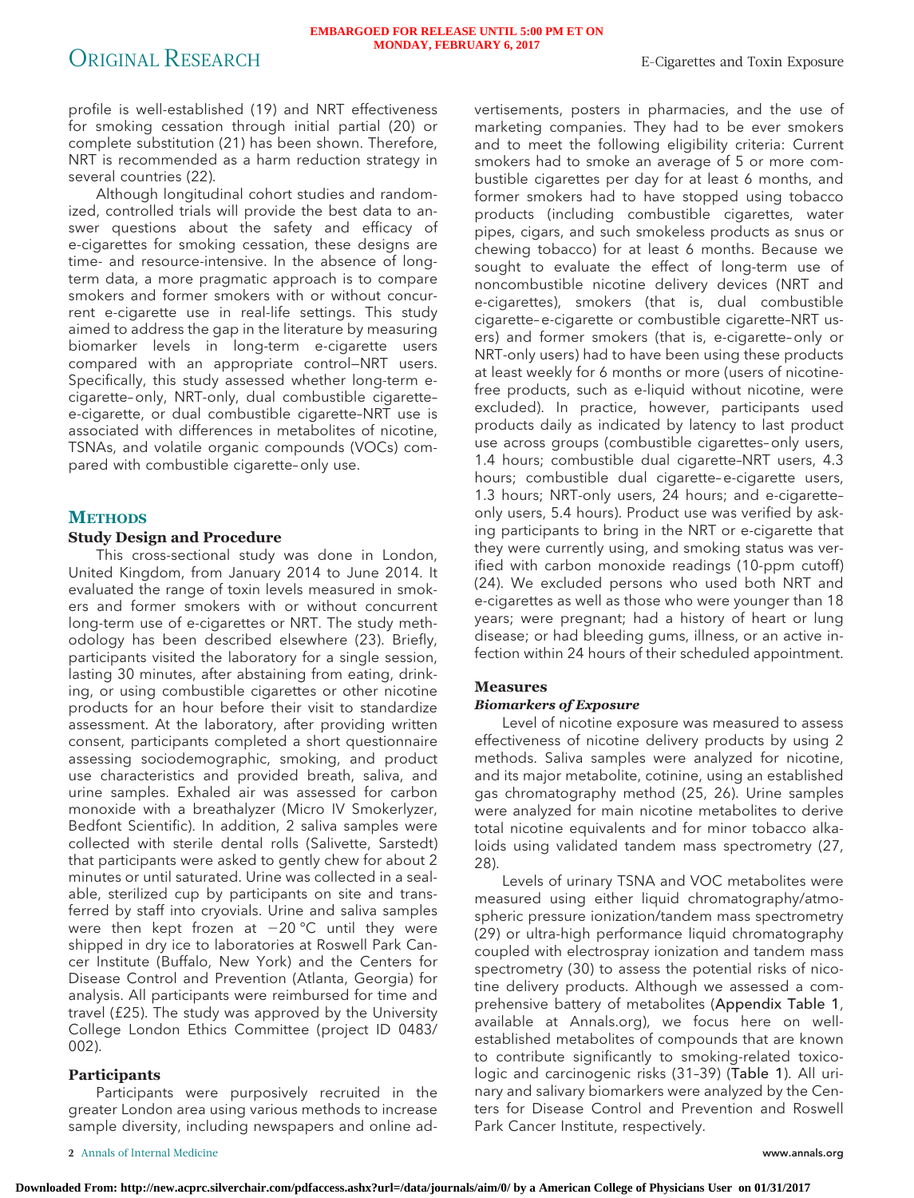profile is well-established (19) and NRT effectiveness for smoking cessation through initial partial (20) or complete substitution (21) has been shown. Therefore, NRT is recommended as a harm reduction strategy in several countries (22).

Although longitudinal cohort studies and randomized, controlled trials will provide the best data to answer questions about the safety and efficacy of e-cigarettes for smoking cessation, these designs are time- and resource-intensive. In the absence of long-term data, a more pragmatic approach is to compare smokers and former smokers with or without concurrent e-cigarette use in real-life settings. This study aimed to address the gap in the literature by measuring biomarker levels in long-term e-cigarette users compared with an appropriate control—NRT users. Specifically, this study assessed whether long-term e-cigarette–only, NRT-only, dual combustible cigarette–e-cigarette, or dual combustible cigarette–NRT use is associated with differences in metabolites of nicotine, TSNAs, and volatile organic compounds (VOCs) compared with combustible cigarette–only use.

## METHODS

### Study Design and Procedure

This cross-sectional study was done in London, United Kingdom, from January 2014 to June 2014. It evaluated the range of toxin levels measured in smokers and former smokers with or without concurrent long-term use of e-cigarettes or NRT. The study methodology has been described elsewhere (23). Briefly, participants visited the laboratory for a single session, lasting 30 minutes, after abstaining from eating, drinking, or using combustible cigarettes or other nicotine products for an hour before their visit to standardize assessment. At the laboratory, after providing written consent, participants completed a short questionnaire assessing sociodemographic, smoking, and product use characteristics and provided breath, saliva, and urine samples. Exhaled air was assessed for carbon monoxide with a breathalyzer (Micro IV Smokerlyzer, Bedfont Scientific). In addition, 2 saliva samples were collected with sterile dental rolls (Salivette, Sarstedt) that participants were asked to gently chew for about 2 minutes or until saturated. Urine was collected in a sealable, sterilized cup by participants on site and transferred by staff into cryovials. Urine and saliva samples were then kept frozen at −20 °C until they were shipped in dry ice to laboratories at Roswell Park Cancer Institute (Buffalo, New York) and the Centers for Disease Control and Prevention (Atlanta, Georgia) for analysis. All participants were reimbursed for time and travel (£25). The study was approved by the University College London Ethics Committee (project ID 0483/002).

### Participants

Participants were purposively recruited in the greater London area using various methods to increase sample diversity, including newspapers and online advertisements, posters in pharmacies, and the use of marketing companies. They had to be ever smokers and to meet the following eligibility criteria: Current smokers had to smoke an average of 5 or more combustible cigarettes per day for at least 6 months, and former smokers had to have stopped using tobacco products (including combustible cigarettes, water pipes, cigars, and such smokeless products as snus or chewing tobacco) for at least 6 months. Because we sought to evaluate the effect of long-term use of noncombustible nicotine delivery devices (NRT and e-cigarettes), smokers (that is, dual combustible cigarette–e-cigarette or combustible cigarette–NRT users) and former smokers (that is, e-cigarette–only or NRT-only users) had to have been using these products at least weekly for 6 months or more (users of nicotine-free products, such as e-liquid without nicotine, were excluded). In practice, however, participants used products daily as indicated by latency to last product use across groups (combustible cigarettes–only users, 1.4 hours; combustible dual cigarette–NRT users, 4.3 hours; combustible dual cigarette–e-cigarette users, 1.3 hours; NRT-only users, 24 hours; and e-cigarette–only users, 5.4 hours). Product use was verified by asking participants to bring in the NRT or e-cigarette that they were currently using, and smoking status was verified with carbon monoxide readings (10-ppm cutoff) (24). We excluded persons who used both NRT and e-cigarettes as well as those who were younger than 18 years; were pregnant; had a history of heart or lung disease; or had bleeding gums, illness, or an active infection within 24 hours of their scheduled appointment.

### Measures

#### *Biomarkers of Exposure*

Level of nicotine exposure was measured to assess effectiveness of nicotine delivery products by using 2 methods. Saliva samples were analyzed for nicotine, and its major metabolite, cotinine, using an established gas chromatography method (25, 26). Urine samples were analyzed for main nicotine metabolites to derive total nicotine equivalents and for minor tobacco alkaloids using validated tandem mass spectrometry (27, 28).

Levels of urinary TSNA and VOC metabolites were measured using either liquid chromatography/atmospheric pressure ionization/tandem mass spectrometry (29) or ultra-high performance liquid chromatography coupled with electrospray ionization and tandem mass spectrometry (30) to assess the potential risks of nicotine delivery products. Although we assessed a comprehensive battery of metabolites (**Appendix Table 1**, available at Annals.org), we focus here on well-established metabolites of compounds that are known to contribute significantly to smoking-related toxicologic and carcinogenic risks (31–39) (**Table 1**). All urinary and salivary biomarkers were analyzed by the Centers for Disease Control and Prevention and Roswell Park Cancer Institute, respectively.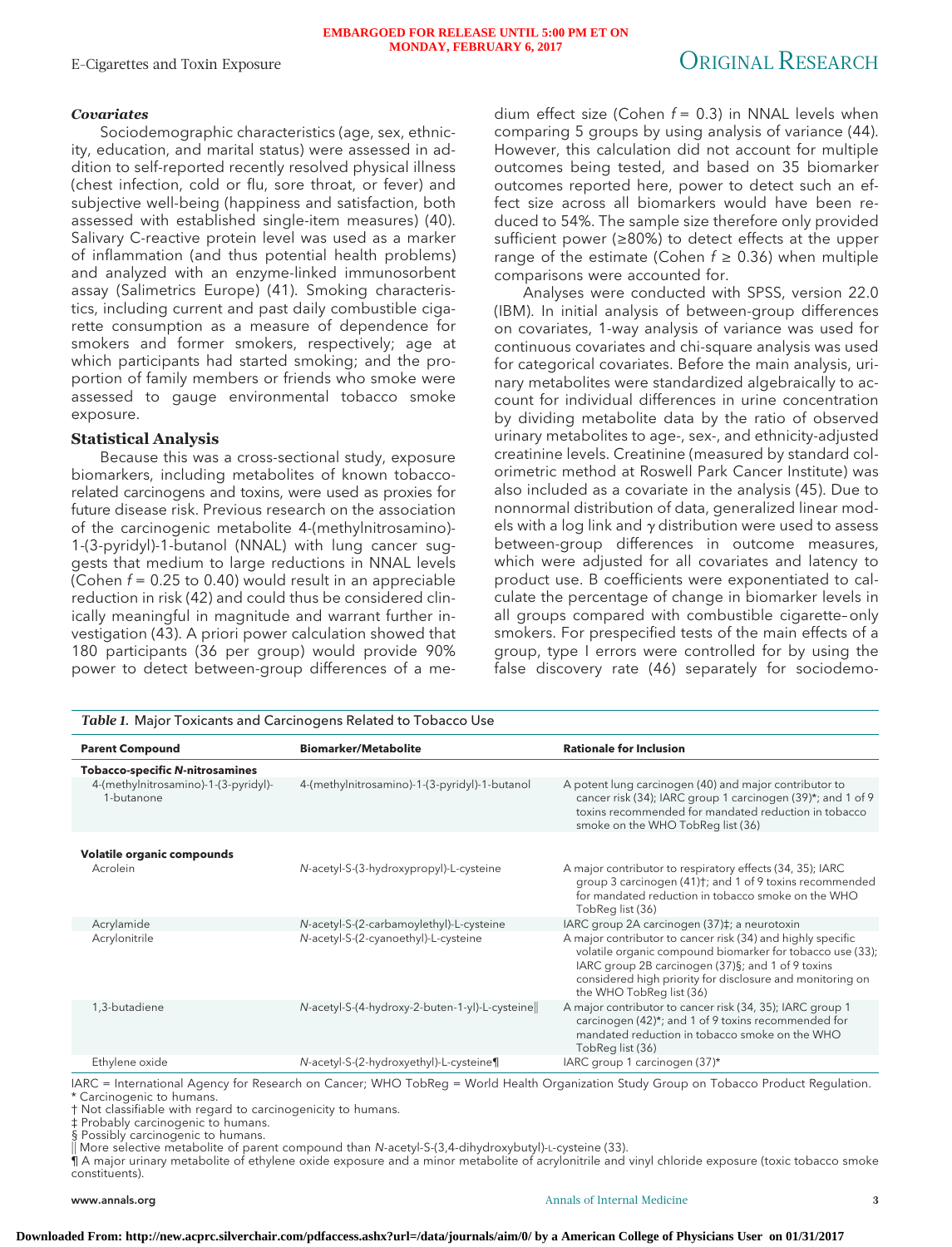### Covariates

Sociodemographic characteristics (age, sex, ethnicity, education, and marital status) were assessed in addition to self-reported recently resolved physical illness (chest infection, cold or flu, sore throat, or fever) and subjective well-being (happiness and satisfaction, both assessed with established single-item measures) (40). Salivary C-reactive protein level was used as a marker of inflammation (and thus potential health problems) and analyzed with an enzyme-linked immunosorbent assay (Salimetrics Europe) (41). Smoking characteristics, including current and past daily combustible cigarette consumption as a measure of dependence for smokers and former smokers, respectively; age at which participants had started smoking; and the proportion of family members or friends who smoke were assessed to gauge environmental tobacco smoke exposure.

### Statistical Analysis

Because this was a cross-sectional study, exposure biomarkers, including metabolites of known tobacco-related carcinogens and toxins, were used as proxies for future disease risk. Previous research on the association of the carcinogenic metabolite 4-(methylnitrosamino)-1-(3-pyridyl)-1-butanol (NNAL) with lung cancer suggests that medium to large reductions in NNAL levels (Cohen $f$ = 0.25 to 0.40) would result in an appreciable reduction in risk (42) and could thus be considered clinically meaningful in magnitude and warrant further investigation (43). A priori power calculation showed that 180 participants (36 per group) would provide 90% power to detect between-group differences of a medium effect size (Cohen $f$ = 0.3) in NNAL levels when comparing 5 groups by using analysis of variance (44). However, this calculation did not account for multiple outcomes being tested, and based on 35 biomarker outcomes reported here, power to detect such an effect size across all biomarkers would have been reduced to 54%. The sample size therefore only provided sufficient power (≥80%) to detect effects at the upper range of the estimate (Cohen $f \geq 0.36$) when multiple comparisons were accounted for.

Analyses were conducted with SPSS, version 22.0 (IBM). In initial analysis of between-group differences on covariates, 1-way analysis of variance was used for continuous covariates and chi-square analysis was used for categorical covariates. Before the main analysis, urinary metabolites were standardized algebraically to account for individual differences in urine concentration by dividing metabolite data by the ratio of observed urinary metabolites to age-, sex-, and ethnicity-adjusted creatinine levels. Creatinine (measured by standard colorimetric method at Roswell Park Cancer Institute) was also included as a covariate in the analysis (45). Due to nonnormal distribution of data, generalized linear models with a log link and $\gamma$ distribution were used to assess between-group differences in outcome measures, which were adjusted for all covariates and latency to product use. B coefficients were exponentiated to calculate the percentage of change in biomarker levels in all groups compared with combustible cigarette–only smokers. For prespecified tests of the main effects of a group, type I errors were controlled for by using the false discovery rate (46) separately for sociodemo-

*Table 1.* Major Toxicants and Carcinogens Related to Tobacco Use

| Parent Compound | Biomarker/Metabolite | Rationale for Inclusion |
|---|---|---|
| **Tobacco-specific *N*-nitrosamines** | | |
| 4-(methylnitrosamino)-1-(3-pyridyl)-1-butanone | 4-(methylnitrosamino)-1-(3-pyridyl)-1-butanol | A potent lung carcinogen (40) and major contributor to cancer risk (34); IARC group 1 carcinogen (39)*; and 1 of 9 toxins recommended for mandated reduction in tobacco smoke on the WHO TobReg list (36) |
| **Volatile organic compounds** | | |
| Acrolein | *N*-acetyl-S-(3-hydroxypropyl)-L-cysteine | A major contributor to respiratory effects (34, 35); IARC group 3 carcinogen (41)†; and 1 of 9 toxins recommended for mandated reduction in tobacco smoke on the WHO TobReg list (36) |
| Acrylamide | *N*-acetyl-S-(2-carbamoylethyl)-L-cysteine | IARC group 2A carcinogen (37)‡; a neurotoxin |
| Acrylonitrile | *N*-acetyl-S-(2-cyanoethyl)-L-cysteine | A major contributor to cancer risk (34) and highly specific volatile organic compound biomarker for tobacco use (33); IARC group 2B carcinogen (37)§; and 1 of 9 toxins considered high priority for disclosure and monitoring on the WHO TobReg list (36) |
| 1,3-butadiene | *N*-acetyl-S-(4-hydroxy-2-buten-1-yl)-L-cysteine‖ | A major contributor to cancer risk (34, 35); IARC group 1 carcinogen (42)*; and 1 of 9 toxins recommended for mandated reduction in tobacco smoke on the WHO TobReg list (36) |
| Ethylene oxide | *N*-acetyl-S-(2-hydroxyethyl)-L-cysteine¶ | IARC group 1 carcinogen (37)* |

IARC = International Agency for Research on Cancer; WHO TobReg = World Health Organization Study Group on Tobacco Product Regulation.
\* Carcinogenic to humans.
† Not classifiable with regard to carcinogenicity to humans.
‡ Probably carcinogenic to humans.
§ Possibly carcinogenic to humans.
‖ More selective metabolite of parent compound than *N*-acetyl-S-(3,4-dihydroxybutyl)-L-cysteine (33).
¶ A major urinary metabolite of ethylene oxide exposure and a minor metabolite of acrylonitrile and vinyl chloride exposure (toxic tobacco smoke constituents).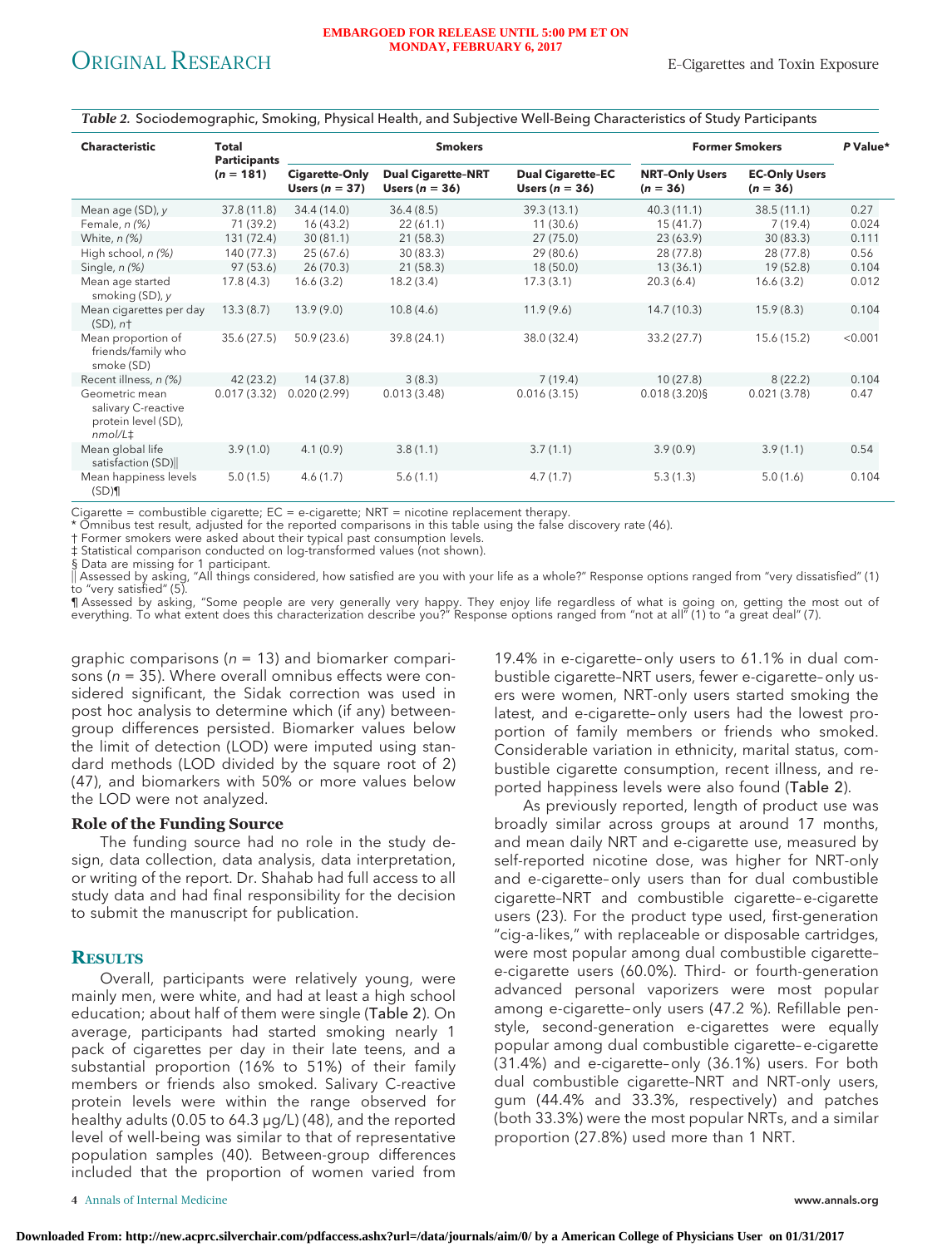*Table 2.* Sociodemographic, Smoking, Physical Health, and Subjective Well-Being Characteristics of Study Participants

| Characteristic | Total Participants (*n* = 181) | Smokers | | | Former Smokers | | P Value* |
|---|---|---|---|---|---|---|---|
| | | Cigarette-Only Users (*n* = 37) | Dual Cigarette–NRT Users (*n* = 36) | Dual Cigarette–EC Users (*n* = 36) | NRT-Only Users (*n* = 36) | EC-Only Users (*n* = 36) | |
| Mean age (SD), *y* | 37.8 (11.8) | 34.4 (14.0) | 36.4 (8.5) | 39.3 (13.1) | 40.3 (11.1) | 38.5 (11.1) | 0.27 |
| Female, *n (%)* | 71 (39.2) | 16 (43.2) | 22 (61.1) | 11 (30.6) | 15 (41.7) | 7 (19.4) | 0.024 |
| White, *n (%)* | 131 (72.4) | 30 (81.1) | 21 (58.3) | 27 (75.0) | 23 (63.9) | 30 (83.3) | 0.111 |
| High school, *n (%)* | 140 (77.3) | 25 (67.6) | 30 (83.3) | 29 (80.6) | 28 (77.8) | 28 (77.8) | 0.56 |
| Single, *n (%)* | 97 (53.6) | 26 (70.3) | 21 (58.3) | 18 (50.0) | 13 (36.1) | 19 (52.8) | 0.104 |
| Mean age started smoking (SD), *y* | 17.8 (4.3) | 16.6 (3.2) | 18.2 (3.4) | 17.3 (3.1) | 20.3 (6.4) | 16.6 (3.2) | 0.012 |
| Mean cigarettes per day (SD), *n*† | 13.3 (8.7) | 13.9 (9.0) | 10.8 (4.6) | 11.9 (9.6) | 14.7 (10.3) | 15.9 (8.3) | 0.104 |
| Mean proportion of friends/family who smoke (SD) | 35.6 (27.5) | 50.9 (23.6) | 39.8 (24.1) | 38.0 (32.4) | 33.2 (27.7) | 15.6 (15.2) | <0.001 |
| Recent illness, *n (%)* | 42 (23.2) | 14 (37.8) | 3 (8.3) | 7 (19.4) | 10 (27.8) | 8 (22.2) | 0.104 |
| Geometric mean salivary C-reactive protein level (SD), *nmol/L*‡ | 0.017 (3.32) | 0.020 (2.99) | 0.013 (3.48) | 0.016 (3.15) | 0.018 (3.20)§ | 0.021 (3.78) | 0.47 |
| Mean global life satisfaction (SD)‖ | 3.9 (1.0) | 4.1 (0.9) | 3.8 (1.1) | 3.7 (1.1) | 3.9 (0.9) | 3.9 (1.1) | 0.54 |
| Mean happiness levels (SD)¶ | 5.0 (1.5) | 4.6 (1.7) | 5.6 (1.1) | 4.7 (1.7) | 5.3 (1.3) | 5.0 (1.6) | 0.104 |

Cigarette = combustible cigarette; EC = e-cigarette; NRT = nicotine replacement therapy.
* Omnibus test result, adjusted for the reported comparisons in this table using the false discovery rate (46).
† Former smokers were asked about their typical past consumption levels.
‡ Statistical comparison conducted on log-transformed values (not shown).
§ Data are missing for 1 participant.
‖ Assessed by asking, "All things considered, how satisfied are you with your life as a whole?" Response options ranged from "very dissatisfied" (1) to "very satisfied" (5).
¶ Assessed by asking, "Some people are very generally very happy. They enjoy life regardless of what is going on, getting the most out of everything. To what extent does this characterization describe you?" Response options ranged from "not at all" (1) to "a great deal" (7).

graphic comparisons (*n* = 13) and biomarker comparisons (*n* = 35). Where overall omnibus effects were considered significant, the Sidak correction was used in post hoc analysis to determine which (if any) between-group differences persisted. Biomarker values below the limit of detection (LOD) were imputed using standard methods (LOD divided by the square root of 2) (47), and biomarkers with 50% or more values below the LOD were not analyzed.

### Role of the Funding Source

The funding source had no role in the study design, data collection, data analysis, data interpretation, or writing of the report. Dr. Shahab had full access to all study data and had final responsibility for the decision to submit the manuscript for publication.

## Results

Overall, participants were relatively young, were mainly men, were white, and had at least a high school education; about half of them were single (Table 2). On average, participants had started smoking nearly 1 pack of cigarettes per day in their late teens, and a substantial proportion (16% to 51%) of their family members or friends also smoked. Salivary C-reactive protein levels were within the range observed for healthy adults (0.05 to 64.3 μg/L) (48), and the reported level of well-being was similar to that of representative population samples (40). Between-group differences included that the proportion of women varied from 19.4% in e-cigarette–only users to 61.1% in dual combustible cigarette–NRT users, fewer e-cigarette–only users were women, NRT-only users started smoking the latest, and e-cigarette–only users had the lowest proportion of family members or friends who smoked. Considerable variation in ethnicity, marital status, combustible cigarette consumption, recent illness, and reported happiness levels were also found (Table 2).

As previously reported, length of product use was broadly similar across groups at around 17 months, and mean daily NRT and e-cigarette use, measured by self-reported nicotine dose, was higher for NRT-only and e-cigarette–only users than for dual combustible cigarette–NRT and combustible cigarette–e-cigarette users (23). For the product type used, first-generation "cig-a-likes," with replaceable or disposable cartridges, were most popular among dual combustible cigarette–e-cigarette users (60.0%). Third- or fourth-generation advanced personal vaporizers were most popular among e-cigarette–only users (47.2 %). Refillable pen-style, second-generation e-cigarettes were equally popular among dual combustible cigarette–e-cigarette (31.4%) and e-cigarette–only (36.1%) users. For both dual combustible cigarette–NRT and NRT-only users, gum (44.4% and 33.3%, respectively) and patches (both 33.3%) were the most popular NRTs, and a similar proportion (27.8%) used more than 1 NRT.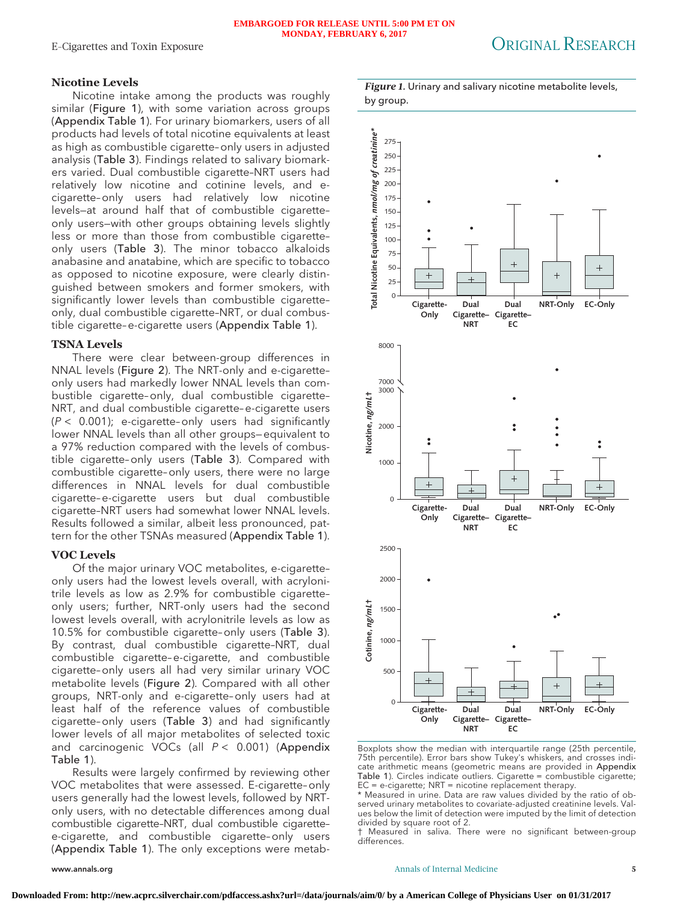## Nicotine Levels

Nicotine intake among the products was roughly similar (Figure 1), with some variation across groups (Appendix Table 1). For urinary biomarkers, users of all products had levels of total nicotine equivalents at least as high as combustible cigarette–only users in adjusted analysis (Table 3). Findings related to salivary biomarkers varied. Dual combustible cigarette–NRT users had relatively low nicotine and cotinine levels, and e-cigarette–only users had relatively low nicotine levels—at around half that of combustible cigarette-only users—with other groups obtaining levels slightly less or more than those from combustible cigarette-only users (Table 3). The minor tobacco alkaloids anabasine and anatabine, which are specific to tobacco as opposed to nicotine exposure, were clearly distinguished between smokers and former smokers, with significantly lower levels than combustible cigarette-only, dual combustible cigarette–NRT, or dual combustible cigarette–e-cigarette users (Appendix Table 1).

## TSNA Levels

There were clear between-group differences in NNAL levels (Figure 2). The NRT-only and e-cigarette-only users had markedly lower NNAL levels than combustible cigarette–only, dual combustible cigarette–NRT, and dual combustible cigarette–e-cigarette users ($P < 0.001$); e-cigarette–only users had significantly lower NNAL levels than all other groups—equivalent to a 97% reduction compared with the levels of combustible cigarette–only users (Table 3). Compared with combustible cigarette–only users, there were no large differences in NNAL levels for dual combustible cigarette–e-cigarette users but dual combustible cigarette–NRT users had somewhat lower NNAL levels. Results followed a similar, albeit less pronounced, pattern for the other TSNAs measured (Appendix Table 1).

## VOC Levels

Of the major urinary VOC metabolites, e-cigarette-only users had the lowest levels overall, with acrylonitrile levels as low as 2.9% for combustible cigarette-only users; further, NRT-only users had the second lowest levels overall, with acrylonitrile levels as low as 10.5% for combustible cigarette–only users (Table 3). By contrast, dual combustible cigarette–NRT, dual combustible cigarette–e-cigarette, and combustible cigarette–only users all had very similar urinary VOC metabolite levels (Figure 2). Compared with all other groups, NRT-only and e-cigarette–only users had at least half of the reference values of combustible cigarette–only users (Table 3) and had significantly lower levels of all major metabolites of selected toxic and carcinogenic VOCs (all $P < 0.001$) (Appendix Table 1).

Results were largely confirmed by reviewing other VOC metabolites that were assessed. E-cigarette–only users generally had the lowest levels, followed by NRT-only users, with no detectable differences among dual combustible cigarette–NRT, dual combustible cigarette–e-cigarette, and combustible cigarette–only users (Appendix Table 1). The only exceptions were metab-

*Figure 1.* Urinary and salivary nicotine metabolite levels, by group.

Boxplots show the median with interquartile range (25th percentile, 75th percentile). Error bars show Tukey's whiskers, and crosses indicate arithmetic means (geometric means are provided in Appendix Table 1). Circles indicate outliers. Cigarette = combustible cigarette; EC = e-cigarette; NRT = nicotine replacement therapy.

\* Measured in urine. Data are raw values divided by the ratio of observed urinary metabolites to covariate-adjusted creatinine levels. Values below the limit of detection were imputed by the limit of detection divided by square root of 2.

† Measured in saliva. There were no significant between-group differences.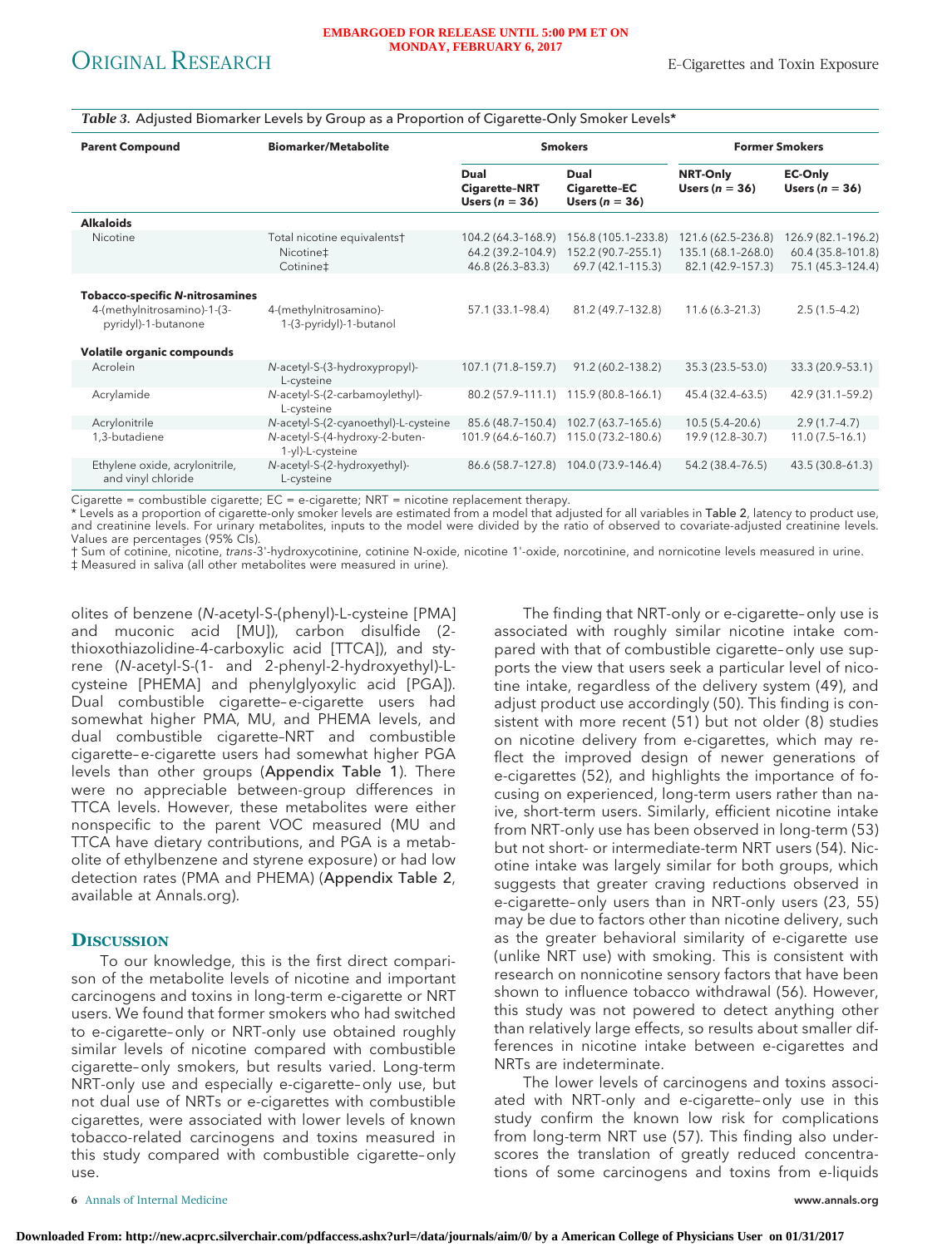*Table 3.* Adjusted Biomarker Levels by Group as a Proportion of Cigarette-Only Smoker Levels*

| Parent Compound | Biomarker/Metabolite | Smokers | | Former Smokers | |
|---|---|---|---|---|---|
| | | Dual Cigarette-NRT Users (n = 36) | Dual Cigarette-EC Users (n = 36) | NRT-Only Users (n = 36) | EC-Only Users (n = 36) |
| **Alkaloids** | | | | | |
| Nicotine | Total nicotine equivalents† | 104.2 (64.3–168.9) | 156.8 (105.1–233.8) | 121.6 (62.5–236.8) | 126.9 (82.1–196.2) |
| | Nicotine‡ | 64.2 (39.2–104.9) | 152.2 (90.7–255.1) | 135.1 (68.1–268.0) | 60.4 (35.8–101.8) |
| | Cotinine‡ | 46.8 (26.3–83.3) | 69.7 (42.1–115.3) | 82.1 (42.9–157.3) | 75.1 (45.3–124.4) |
| **Tobacco-specific *N*-nitrosamines** | | | | | |
| 4-(methylnitrosamino)-1-(3-pyridyl)-1-butanone | 4-(methylnitrosamino)-1-(3-pyridyl)-1-butanol | 57.1 (33.1–98.4) | 81.2 (49.7–132.8) | 11.6 (6.3–21.3) | 2.5 (1.5–4.2) |
| **Volatile organic compounds** | | | | | |
| Acrolein | *N*-acetyl-S-(3-hydroxypropyl)-L-cysteine | 107.1 (71.8–159.7) | 91.2 (60.2–138.2) | 35.3 (23.5–53.0) | 33.3 (20.9–53.1) |
| Acrylamide | *N*-acetyl-S-(2-carbamoylethyl)-L-cysteine | 80.2 (57.9–111.1) | 115.9 (80.8–166.1) | 45.4 (32.4–63.5) | 42.9 (31.1–59.2) |
| Acrylonitrile | *N*-acetyl-S-(2-cyanoethyl)-L-cysteine | 85.6 (48.7–150.4) | 102.7 (63.7–165.6) | 10.5 (5.4–20.6) | 2.9 (1.7–4.7) |
| 1,3-butadiene | *N*-acetyl-S-(4-hydroxy-2-buten-1-yl)-L-cysteine | 101.9 (64.6–160.7) | 115.0 (73.2–180.6) | 19.9 (12.8–30.7) | 11.0 (7.5–16.1) |
| Ethylene oxide, acrylonitrile, and vinyl chloride | *N*-acetyl-S-(2-hydroxyethyl)-L-cysteine | 86.6 (58.7–127.8) | 104.0 (73.9–146.4) | 54.2 (38.4–76.5) | 43.5 (30.8–61.3) |

Cigarette = combustible cigarette; EC = e-cigarette; NRT = nicotine replacement therapy.
* Levels as a proportion of cigarette-only smoker levels are estimated from a model that adjusted for all variables in Table 2, latency to product use, and creatinine levels. For urinary metabolites, inputs to the model were divided by the ratio of observed to covariate-adjusted creatinine levels. Values are percentages (95% CIs).
† Sum of cotinine, nicotine, *trans*-3'-hydroxycotinine, cotinine N-oxide, nicotine 1'-oxide, norcotinine, and nornicotine levels measured in urine.
‡ Measured in saliva (all other metabolites were measured in urine).

olites of benzene (*N*-acetyl-S-(phenyl)-L-cysteine [PMA] and muconic acid [MU]), carbon disulfide (2-thioxothiazolidine-4-carboxylic acid [TTCA]), and styrene (*N*-acetyl-S-(1- and 2-phenyl-2-hydroxyethyl)-L-cysteine [PHEMA] and phenylglyoxylic acid [PGA]). Dual combustible cigarette–e-cigarette users had somewhat higher PMA, MU, and PHEMA levels, and dual combustible cigarette–NRT and combustible cigarette–e-cigarette users had somewhat higher PGA levels than other groups (**Appendix Table 1**). There were no appreciable between-group differences in TTCA levels. However, these metabolites were either nonspecific to the parent VOC measured (MU and TTCA have dietary contributions, and PGA is a metabolite of ethylbenzene and styrene exposure) or had low detection rates (PMA and PHEMA) (**Appendix Table 2**, available at Annals.org).

## Discussion

To our knowledge, this is the first direct comparison of the metabolite levels of nicotine and important carcinogens and toxins in long-term e-cigarette or NRT users. We found that former smokers who had switched to e-cigarette–only or NRT-only use obtained roughly similar levels of nicotine compared with combustible cigarette–only smokers, but results varied. Long-term NRT-only use and especially e-cigarette–only use, but not dual use of NRTs or e-cigarettes with combustible cigarettes, were associated with lower levels of known tobacco-related carcinogens and toxins measured in this study compared with combustible cigarette–only use.

The finding that NRT-only or e-cigarette–only use is associated with roughly similar nicotine intake compared with that of combustible cigarette–only use supports the view that users seek a particular level of nicotine intake, regardless of the delivery system (49), and adjust product use accordingly (50). This finding is consistent with more recent (51) but not older (8) studies on nicotine delivery from e-cigarettes, which may reflect the improved design of newer generations of e-cigarettes (52), and highlights the importance of focusing on experienced, long-term users rather than naive, short-term users. Similarly, efficient nicotine intake from NRT-only use has been observed in long-term (53) but not short- or intermediate-term NRT users (54). Nicotine intake was largely similar for both groups, which suggests that greater craving reductions observed in e-cigarette–only users than in NRT-only users (23, 55) may be due to factors other than nicotine delivery, such as the greater behavioral similarity of e-cigarette use (unlike NRT use) with smoking. This is consistent with research on nonnicotine sensory factors that have been shown to influence tobacco withdrawal (56). However, this study was not powered to detect anything other than relatively large effects, so results about smaller differences in nicotine intake between e-cigarettes and NRTs are indeterminate.

The lower levels of carcinogens and toxins associated with NRT-only and e-cigarette–only use in this study confirm the known low risk for complications from long-term NRT use (57). This finding also underscores the translation of greatly reduced concentrations of some carcinogens and toxins from e-liquids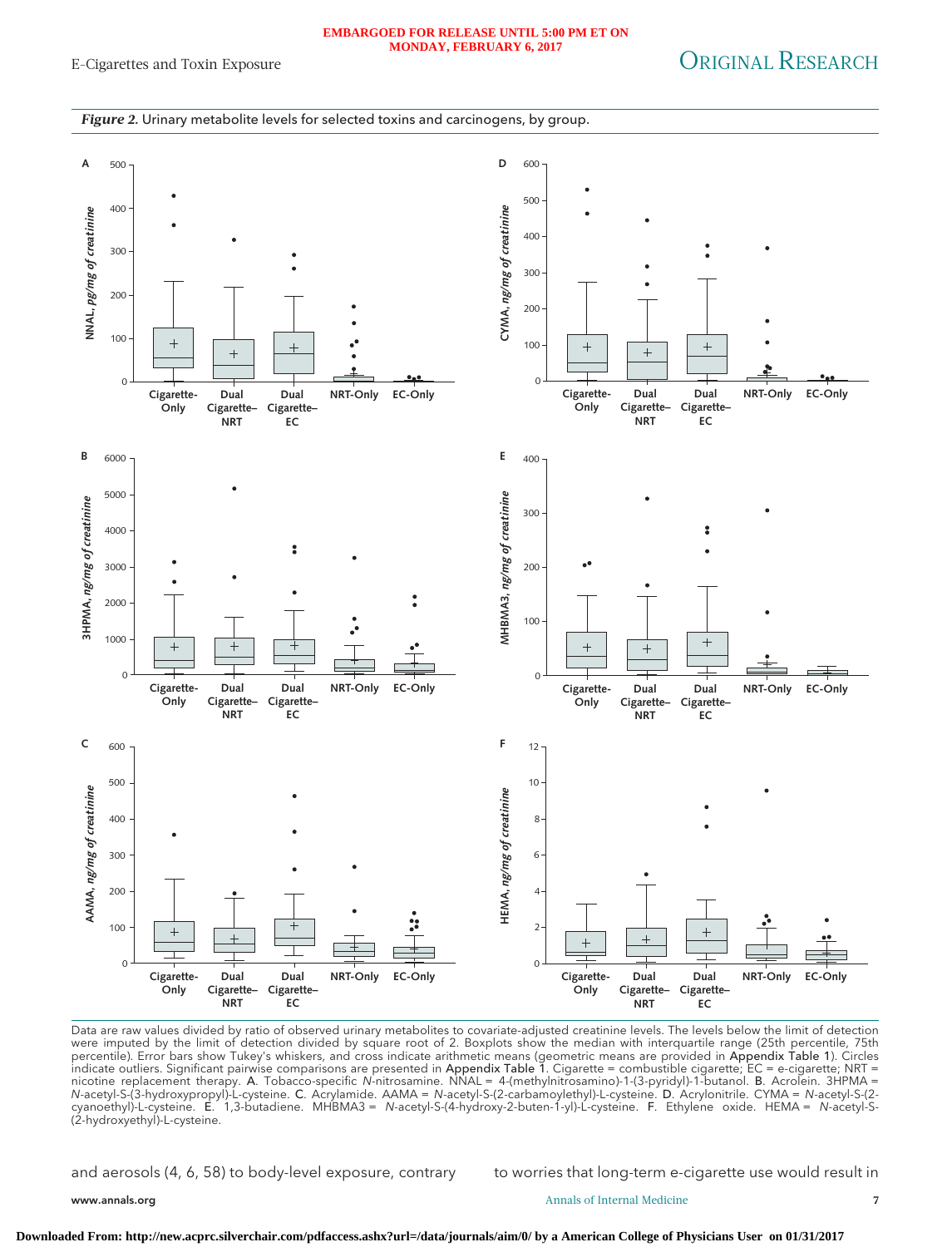*Figure 2.* Urinary metabolite levels for selected toxins and carcinogens, by group.

Data are raw values divided by ratio of observed urinary metabolites to covariate-adjusted creatinine levels. The levels below the limit of detection were imputed by the limit of detection divided by square root of 2. Boxplots show the median with interquartile range (25th percentile, 75th percentile). Error bars show Tukey's whiskers, and cross indicate arithmetic means (geometric means are provided in Appendix Table 1). Circles indicate outliers. Significant pairwise comparisons are presented in Appendix Table 1. Cigarette = combustible cigarette; EC = e-cigarette; NRT = nicotine replacement therapy. A. Tobacco-specific *N*-nitrosamine. NNAL = 4-(methylnitrosamino)-1-(3-pyridyl)-1-butanol. B. Acrolein. 3HPMA = *N*-acetyl-S-(3-hydroxypropyl)-L-cysteine. C. Acrylamide. AAMA = *N*-acetyl-S-(2-carbamoylethyl)-L-cysteine. D. Acrylonitrile. CYMA = *N*-acetyl-S-(2-cyanoethyl)-L-cysteine. E. 1,3-butadiene. MHBMA3 = *N*-acetyl-S-(4-hydroxy-2-buten-1-yl)-L-cysteine. F. Ethylene oxide. HEMA = *N*-acetyl-S-(2-hydroxyethyl)-L-cysteine.

and aerosols (4, 6, 58) to body-level exposure, contrary to worries that long-term e-cigarette use would result in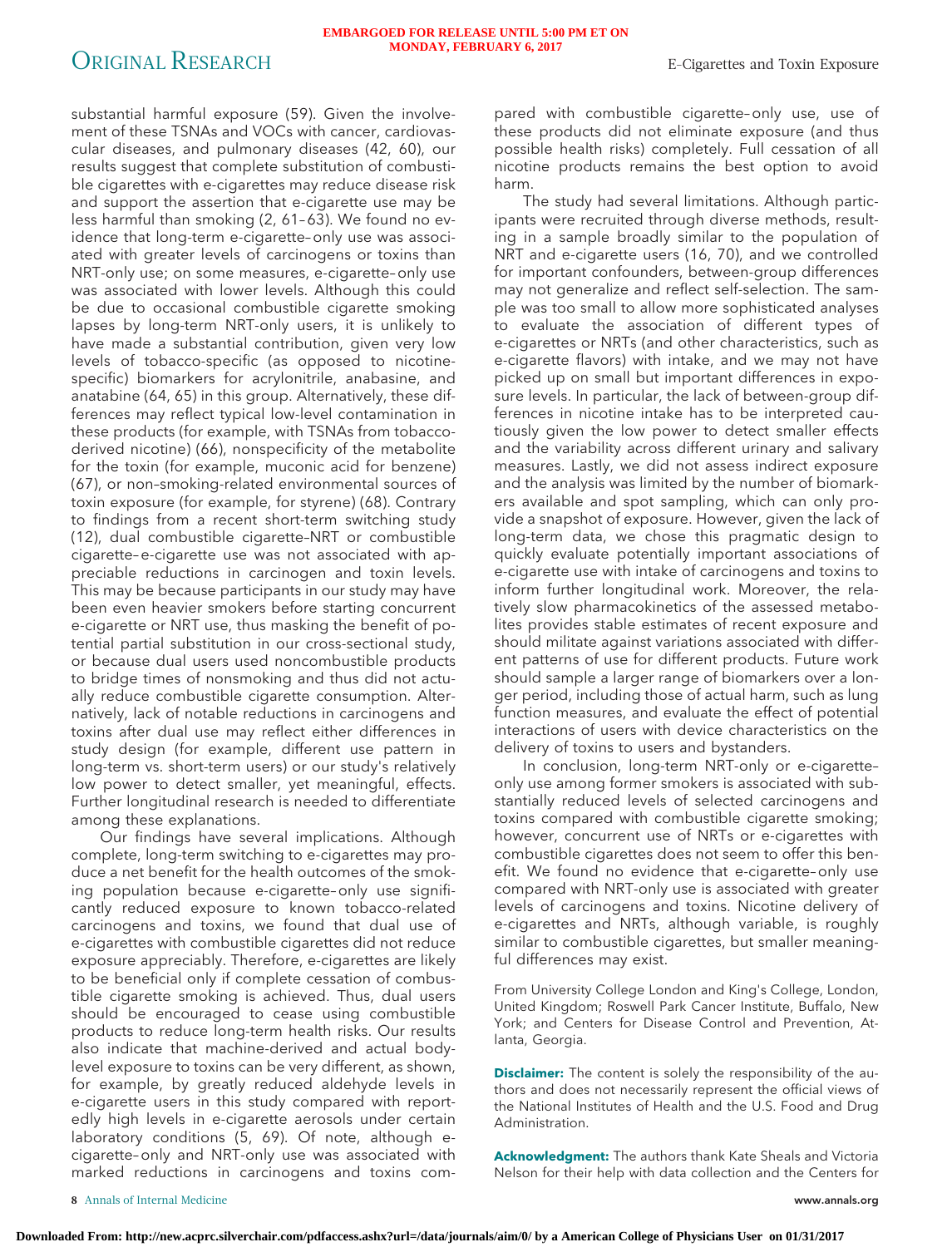substantial harmful exposure (59). Given the involvement of these TSNAs and VOCs with cancer, cardiovascular diseases, and pulmonary diseases (42, 60), our results suggest that complete substitution of combustible cigarettes with e-cigarettes may reduce disease risk and support the assertion that e-cigarette use may be less harmful than smoking (2, 61–63). We found no evidence that long-term e-cigarette–only use was associated with greater levels of carcinogens or toxins than NRT-only use; on some measures, e-cigarette–only use was associated with lower levels. Although this could be due to occasional combustible cigarette smoking lapses by long-term NRT-only users, it is unlikely to have made a substantial contribution, given very low levels of tobacco-specific (as opposed to nicotine-specific) biomarkers for acrylonitrile, anabasine, and anatabine (64, 65) in this group. Alternatively, these differences may reflect typical low-level contamination in these products (for example, with TSNAs from tobacco-derived nicotine) (66), nonspecificity of the metabolite for the toxin (for example, muconic acid for benzene) (67), or non–smoking-related environmental sources of toxin exposure (for example, for styrene) (68). Contrary to findings from a recent short-term switching study (12), dual combustible cigarette–NRT or combustible cigarette–e-cigarette use was not associated with appreciable reductions in carcinogen and toxin levels. This may be because participants in our study may have been even heavier smokers before starting concurrent e-cigarette or NRT use, thus masking the benefit of potential partial substitution in our cross-sectional study, or because dual users used noncombustible products to bridge times of nonsmoking and thus did not actually reduce combustible cigarette consumption. Alternatively, lack of notable reductions in carcinogens and toxins after dual use may reflect either differences in study design (for example, different use pattern in long-term vs. short-term users) or our study's relatively low power to detect smaller, yet meaningful, effects. Further longitudinal research is needed to differentiate among these explanations.

Our findings have several implications. Although complete, long-term switching to e-cigarettes may produce a net benefit for the health outcomes of the smoking population because e-cigarette–only use significantly reduced exposure to known tobacco-related carcinogens and toxins, we found that dual use of e-cigarettes with combustible cigarettes did not reduce exposure appreciably. Therefore, e-cigarettes are likely to be beneficial only if complete cessation of combustible cigarette smoking is achieved. Thus, dual users should be encouraged to cease using combustible products to reduce long-term health risks. Our results also indicate that machine-derived and actual body-level exposure to toxins can be very different, as shown, for example, by greatly reduced aldehyde levels in e-cigarette users in this study compared with reportedly high levels in e-cigarette aerosols under certain laboratory conditions (5, 69). Of note, although e-cigarette–only and NRT-only use was associated with marked reductions in carcinogens and toxins compared with combustible cigarette–only use, use of these products did not eliminate exposure (and thus possible health risks) completely. Full cessation of all nicotine products remains the best option to avoid harm.

The study had several limitations. Although participants were recruited through diverse methods, resulting in a sample broadly similar to the population of NRT and e-cigarette users (16, 70), and we controlled for important confounders, between-group differences may not generalize and reflect self-selection. The sample was too small to allow more sophisticated analyses to evaluate the association of different types of e-cigarettes or NRTs (and other characteristics, such as e-cigarette flavors) with intake, and we may not have picked up on small but important differences in exposure levels. In particular, the lack of between-group differences in nicotine intake has to be interpreted cautiously given the low power to detect smaller effects and the variability across different urinary and salivary measures. Lastly, we did not assess indirect exposure and the analysis was limited by the number of biomarkers available and spot sampling, which can only provide a snapshot of exposure. However, given the lack of long-term data, we chose this pragmatic design to quickly evaluate potentially important associations of e-cigarette use with intake of carcinogens and toxins to inform further longitudinal work. Moreover, the relatively slow pharmacokinetics of the assessed metabolites provides stable estimates of recent exposure and should militate against variations associated with different patterns of use for different products. Future work should sample a larger range of biomarkers over a longer period, including those of actual harm, such as lung function measures, and evaluate the effect of potential interactions of users with device characteristics on the delivery of toxins to users and bystanders.

In conclusion, long-term NRT-only or e-cigarette–only use among former smokers is associated with substantially reduced levels of selected carcinogens and toxins compared with combustible cigarette smoking; however, concurrent use of NRTs or e-cigarettes with combustible cigarettes does not seem to offer this benefit. We found no evidence that e-cigarette–only use compared with NRT-only use is associated with greater levels of carcinogens and toxins. Nicotine delivery of e-cigarettes and NRTs, although variable, is roughly similar to combustible cigarettes, but smaller meaningful differences may exist.

From University College London and King's College, London, United Kingdom; Roswell Park Cancer Institute, Buffalo, New York; and Centers for Disease Control and Prevention, Atlanta, Georgia.

**Disclaimer:** The content is solely the responsibility of the authors and does not necessarily represent the official views of the National Institutes of Health and the U.S. Food and Drug Administration.

**Acknowledgment:** The authors thank Kate Sheals and Victoria Nelson for their help with data collection and the Centers for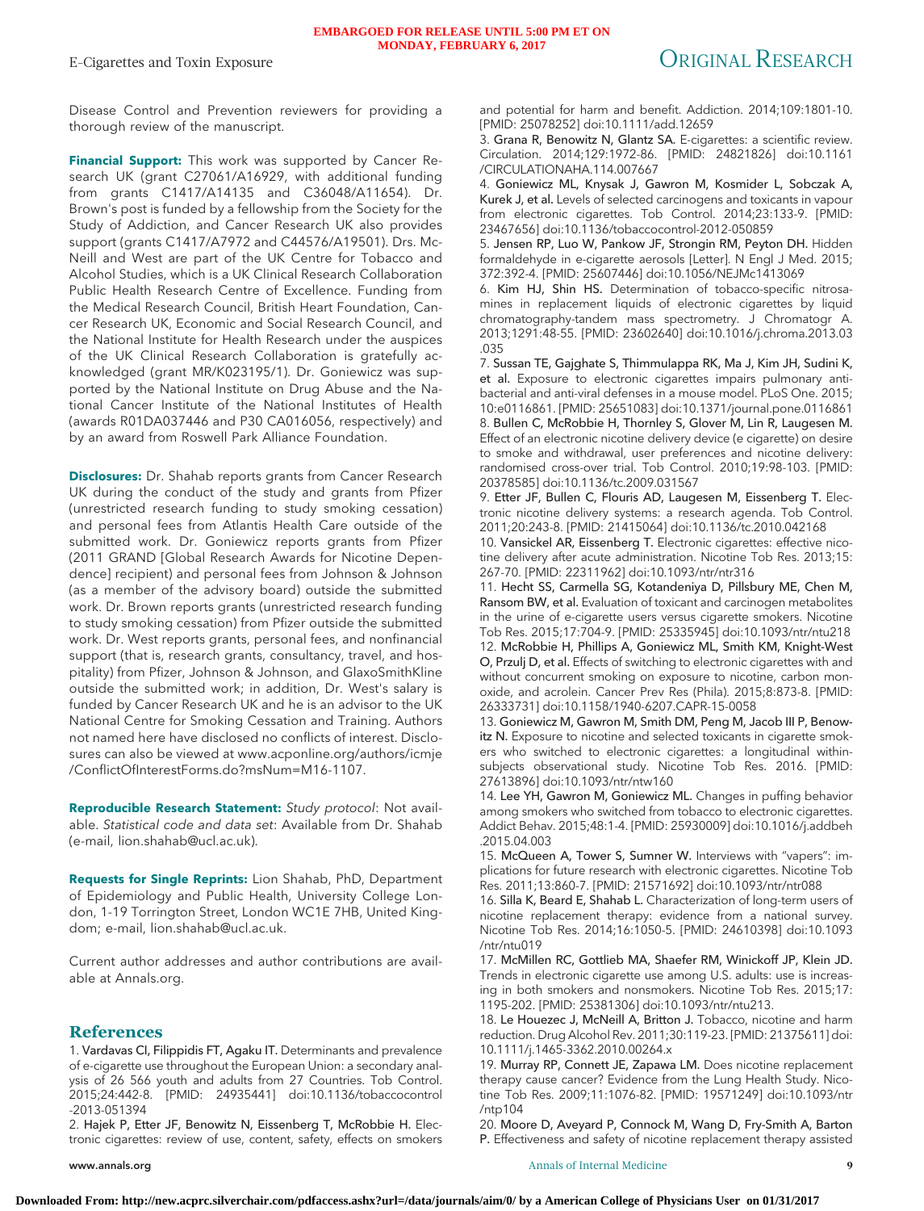Disease Control and Prevention reviewers for providing a thorough review of the manuscript.

**Financial Support:** This work was supported by Cancer Research UK (grant C27061/A16929, with additional funding from grants C1417/A14135 and C36048/A11654). Dr. Brown's post is funded by a fellowship from the Society for the Study of Addiction, and Cancer Research UK also provides support (grants C1417/A7972 and C44576/A19501). Drs. McNeill and West are part of the UK Centre for Tobacco and Alcohol Studies, which is a UK Clinical Research Collaboration Public Health Research Centre of Excellence. Funding from the Medical Research Council, British Heart Foundation, Cancer Research UK, Economic and Social Research Council, and the National Institute for Health Research under the auspices of the UK Clinical Research Collaboration is gratefully acknowledged (grant MR/K023195/1). Dr. Goniewicz was supported by the National Institute on Drug Abuse and the National Cancer Institute of the National Institutes of Health (awards R01DA037446 and P30 CA016056, respectively) and by an award from Roswell Park Alliance Foundation.

**Disclosures:** Dr. Shahab reports grants from Cancer Research UK during the conduct of the study and grants from Pfizer (unrestricted research funding to study smoking cessation) and personal fees from Atlantis Health Care outside of the submitted work. Dr. Goniewicz reports grants from Pfizer (2011 GRAND [Global Research Awards for Nicotine Dependence] recipient) and personal fees from Johnson & Johnson (as a member of the advisory board) outside the submitted work. Dr. Brown reports grants (unrestricted research funding to study smoking cessation) from Pfizer outside the submitted work. Dr. West reports grants, personal fees, and nonfinancial support (that is, research grants, consultancy, travel, and hospitality) from Pfizer, Johnson & Johnson, and GlaxoSmithKline outside the submitted work; in addition, Dr. West's salary is funded by Cancer Research UK and he is an advisor to the UK National Centre for Smoking Cessation and Training. Authors not named here have disclosed no conflicts of interest. Disclosures can also be viewed at www.acponline.org/authors/icmje/ConflictOfInterestForms.do?msNum=M16-1107.

**Reproducible Research Statement:** *Study protocol*: Not available. *Statistical code and data set*: Available from Dr. Shahab (e-mail, lion.shahab@ucl.ac.uk).

**Requests for Single Reprints:** Lion Shahab, PhD, Department of Epidemiology and Public Health, University College London, 1-19 Torrington Street, London WC1E 7HB, United Kingdom; e-mail, lion.shahab@ucl.ac.uk.

Current author addresses and author contributions are available at Annals.org.

## References

1. Vardavas CI, Filippidis FT, Agaku IT. Determinants and prevalence of e-cigarette use throughout the European Union: a secondary analysis of 26 566 youth and adults from 27 Countries. Tob Control. 2015;24:442-8. [PMID: 24935441] doi:10.1136/tobaccocontrol-2013-051394
2. Hajek P, Etter JF, Benowitz N, Eissenberg T, McRobbie H. Electronic cigarettes: review of use, content, safety, effects on smokers and potential for harm and benefit. Addiction. 2014;109:1801-10. [PMID: 25078252] doi:10.1111/add.12659
3. Grana R, Benowitz N, Glantz SA. E-cigarettes: a scientific review. Circulation. 2014;129:1972-86. [PMID: 24821826] doi:10.1161/CIRCULATIONAHA.114.007667
4. Goniewicz ML, Knysak J, Gawron M, Kosmider L, Sobczak A, Kurek J, et al. Levels of selected carcinogens and toxicants in vapour from electronic cigarettes. Tob Control. 2014;23:133-9. [PMID: 23467656] doi:10.1136/tobaccocontrol-2012-050859
5. Jensen RP, Luo W, Pankow JF, Strongin RM, Peyton DH. Hidden formaldehyde in e-cigarette aerosols [Letter]. N Engl J Med. 2015; 372:392-4. [PMID: 25607446] doi:10.1056/NEJMc1413069
6. Kim HJ, Shin HS. Determination of tobacco-specific nitrosamines in replacement liquids of electronic cigarettes by liquid chromatography-tandem mass spectrometry. J Chromatogr A. 2013;1291:48-55. [PMID: 23602640] doi:10.1016/j.chroma.2013.03.035
7. Sussan TE, Gajghate S, Thimmulappa RK, Ma J, Kim JH, Sudini K, et al. Exposure to electronic cigarettes impairs pulmonary antibacterial and anti-viral defenses in a mouse model. PLoS One. 2015; 10:e0116861. [PMID: 25651083] doi:10.1371/journal.pone.0116861
8. Bullen C, McRobbie H, Thornley S, Glover M, Lin R, Laugesen M. Effect of an electronic nicotine delivery device (e cigarette) on desire to smoke and withdrawal, user preferences and nicotine delivery: randomised cross-over trial. Tob Control. 2010;19:98-103. [PMID: 20378585] doi:10.1136/tc.2009.031567
9. Etter JF, Bullen C, Flouris AD, Laugesen M, Eissenberg T. Electronic nicotine delivery systems: a research agenda. Tob Control. 2011;20:243-8. [PMID: 21415064] doi:10.1136/tc.2010.042168
10. Vansickel AR, Eissenberg T. Electronic cigarettes: effective nicotine delivery after acute administration. Nicotine Tob Res. 2013;15: 267-70. [PMID: 22311962] doi:10.1093/ntr/ntr316
11. Hecht SS, Carmella SG, Kotandeniya D, Pillsbury ME, Chen M, Ransom BW, et al. Evaluation of toxicant and carcinogen metabolites in the urine of e-cigarette users versus cigarette smokers. Nicotine Tob Res. 2015;17:704-9. [PMID: 25335945] doi:10.1093/ntr/ntu218
12. McRobbie H, Phillips A, Goniewicz ML, Smith KM, Knight-West O, Przulj D, et al. Effects of switching to electronic cigarettes with and without concurrent smoking on exposure to nicotine, carbon monoxide, and acrolein. Cancer Prev Res (Phila). 2015;8:873-8. [PMID: 26333731] doi:10.1158/1940-6207.CAPR-15-0058
13. Goniewicz M, Gawron M, Smith DM, Peng M, Jacob III P, Benowitz N. Exposure to nicotine and selected toxicants in cigarette smokers who switched to electronic cigarettes: a longitudinal within-subjects observational study. Nicotine Tob Res. 2016. [PMID: 27613896] doi:10.1093/ntr/ntw160
14. Lee YH, Gawron M, Goniewicz ML. Changes in puffing behavior among smokers who switched from tobacco to electronic cigarettes. Addict Behav. 2015;48:1-4. [PMID: 25930009] doi:10.1016/j.addbeh.2015.04.003
15. McQueen A, Tower S, Sumner W. Interviews with "vapers": implications for future research with electronic cigarettes. Nicotine Tob Res. 2011;13:860-7. [PMID: 21571692] doi:10.1093/ntr/ntr088
16. Silla K, Beard E, Shahab L. Characterization of long-term users of nicotine replacement therapy: evidence from a national survey. Nicotine Tob Res. 2014;16:1050-5. [PMID: 24610398] doi:10.1093/ntr/ntu019
17. McMillen RC, Gottlieb MA, Shaefer RM, Winickoff JP, Klein JD. Trends in electronic cigarette use among U.S. adults: use is increasing in both smokers and nonsmokers. Nicotine Tob Res. 2015;17: 1195-202. [PMID: 25381306] doi:10.1093/ntr/ntu213.
18. Le Houezec J, McNeill A, Britton J. Tobacco, nicotine and harm reduction. Drug Alcohol Rev. 2011;30:119-23. [PMID: 21375611] doi: 10.1111/j.1465-3362.2010.00264.x
19. Murray RP, Connett JE, Zapawa LM. Does nicotine replacement therapy cause cancer? Evidence from the Lung Health Study. Nicotine Tob Res. 2009;11:1076-82. [PMID: 19571249] doi:10.1093/ntr/ntp104
20. Moore D, Aveyard P, Connock M, Wang D, Fry-Smith A, Barton P. Effectiveness and safety of nicotine replacement therapy assisted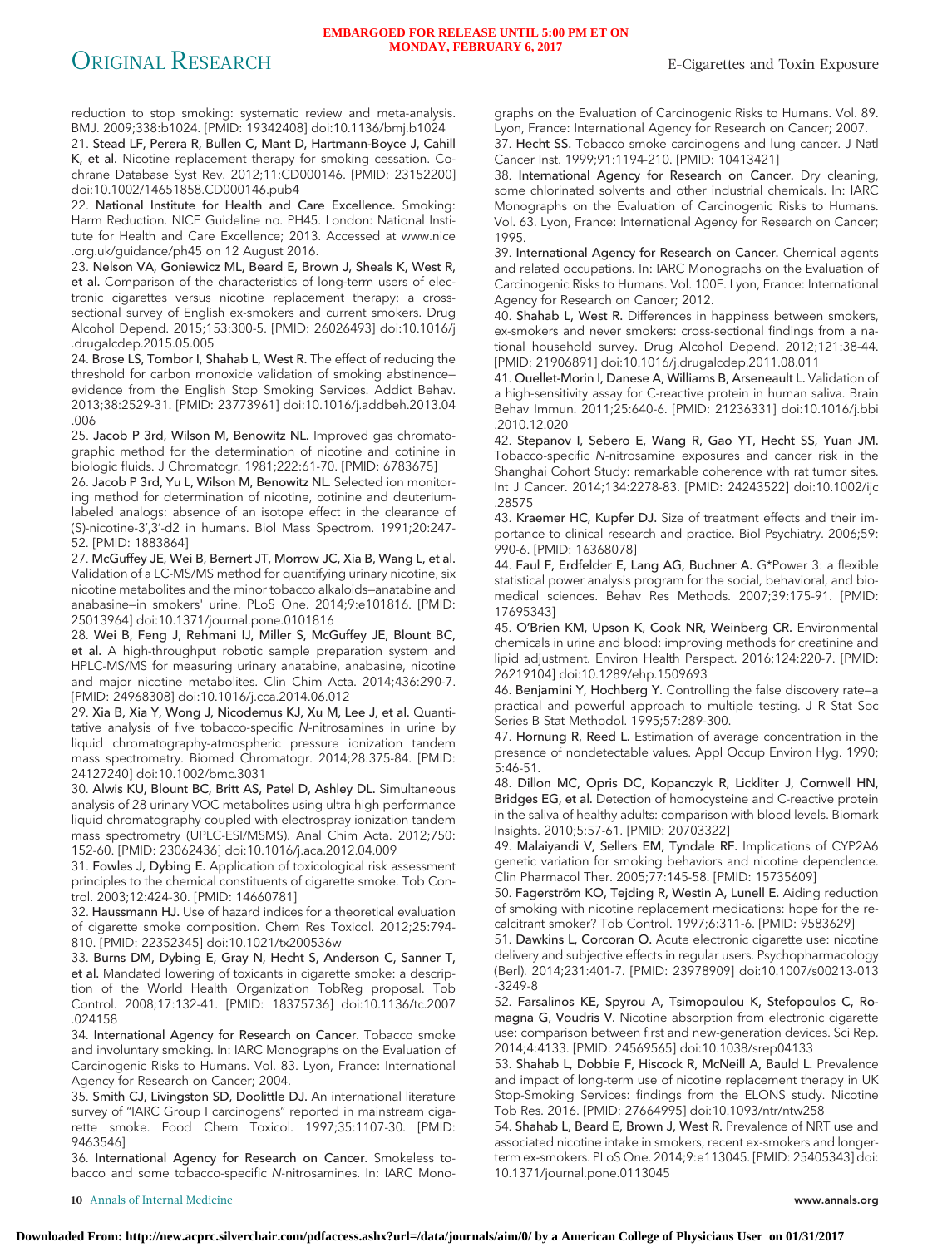reduction to stop smoking: systematic review and meta-analysis. BMJ. 2009;338:b1024. [PMID: 19342408] doi:10.1136/bmj.b1024

21. **Stead LF, Perera R, Bullen C, Mant D, Hartmann-Boyce J, Cahill K, et al.** Nicotine replacement therapy for smoking cessation. Cochrane Database Syst Rev. 2012;11:CD000146. [PMID: 23152200] doi:10.1002/14651858.CD000146.pub4

22. **National Institute for Health and Care Excellence.** Smoking: Harm Reduction. NICE Guideline no. PH45. London: National Institute for Health and Care Excellence; 2013. Accessed at www.nice.org.uk/guidance/ph45 on 12 August 2016.

23. **Nelson VA, Goniewicz ML, Beard E, Brown J, Sheals K, West R, et al.** Comparison of the characteristics of long-term users of electronic cigarettes versus nicotine replacement therapy: a cross-sectional survey of English ex-smokers and current smokers. Drug Alcohol Depend. 2015;153:300-5. [PMID: 26026493] doi:10.1016/j.drugalcdep.2015.05.005

24. **Brose LS, Tombor I, Shahab L, West R.** The effect of reducing the threshold for carbon monoxide validation of smoking abstinence—evidence from the English Stop Smoking Services. Addict Behav. 2013;38:2529-31. [PMID: 23773961] doi:10.1016/j.addbeh.2013.04.006

25. **Jacob P 3rd, Wilson M, Benowitz NL.** Improved gas chromatographic method for the determination of nicotine and cotinine in biologic fluids. J Chromatogr. 1981;222:61-70. [PMID: 6783675]

26. **Jacob P 3rd, Yu L, Wilson M, Benowitz NL.** Selected ion monitoring method for determination of nicotine, cotinine and deuterium-labeled analogs: absence of an isotope effect in the clearance of (S)-nicotine-3′,3′-d2 in humans. Biol Mass Spectrom. 1991;20:247-52. [PMID: 1883864]

27. **McGuffey JE, Wei B, Bernert JT, Morrow JC, Xia B, Wang L, et al.** Validation of a LC-MS/MS method for quantifying urinary nicotine, six nicotine metabolites and the minor tobacco alkaloids—anatabine and anabasine—in smokers' urine. PLoS One. 2014;9:e101816. [PMID: 25013964] doi:10.1371/journal.pone.0101816

28. **Wei B, Feng J, Rehmani IJ, Miller S, McGuffey JE, Blount BC, et al.** A high-throughput robotic sample preparation system and HPLC-MS/MS for measuring urinary anatabine, anabasine, nicotine and major nicotine metabolites. Clin Chim Acta. 2014;436:290-7. [PMID: 24968308] doi:10.1016/j.cca.2014.06.012

29. **Xia B, Xia Y, Wong J, Nicodemus KJ, Xu M, Lee J, et al.** Quantitative analysis of five tobacco-specific *N*-nitrosamines in urine by liquid chromatography-atmospheric pressure ionization tandem mass spectrometry. Biomed Chromatogr. 2014;28:375-84. [PMID: 24127240] doi:10.1002/bmc.3031

30. **Alwis KU, Blount BC, Britt AS, Patel D, Ashley DL.** Simultaneous analysis of 28 urinary VOC metabolites using ultra high performance liquid chromatography coupled with electrospray ionization tandem mass spectrometry (UPLC-ESI/MSMS). Anal Chim Acta. 2012;750:152-60. [PMID: 23062436] doi:10.1016/j.aca.2012.04.009

31. **Fowles J, Dybing E.** Application of toxicological risk assessment principles to the chemical constituents of cigarette smoke. Tob Control. 2003;12:424-30. [PMID: 14660781]

32. **Haussmann HJ.** Use of hazard indices for a theoretical evaluation of cigarette smoke composition. Chem Res Toxicol. 2012;25:794-810. [PMID: 22352345] doi:10.1021/tx200536w

33. **Burns DM, Dybing E, Gray N, Hecht S, Anderson C, Sanner T, et al.** Mandated lowering of toxicants in cigarette smoke: a description of the World Health Organization TobReg proposal. Tob Control. 2008;17:132-41. [PMID: 18375736] doi:10.1136/tc.2007.024158

34. **International Agency for Research on Cancer.** Tobacco smoke and involuntary smoking. In: IARC Monographs on the Evaluation of Carcinogenic Risks to Humans. Vol. 83. Lyon, France: International Agency for Research on Cancer; 2004.

35. **Smith CJ, Livingston SD, Doolittle DJ.** An international literature survey of "IARC Group I carcinogens" reported in mainstream cigarette smoke. Food Chem Toxicol. 1997;35:1107-30. [PMID: 9463546]

36. **International Agency for Research on Cancer.** Smokeless tobacco and some tobacco-specific *N*-nitrosamines. In: IARC Monographs on the Evaluation of Carcinogenic Risks to Humans. Vol. 89. Lyon, France: International Agency for Research on Cancer; 2007.

37. **Hecht SS.** Tobacco smoke carcinogens and lung cancer. J Natl Cancer Inst. 1999;91:1194-210. [PMID: 10413421]

38. **International Agency for Research on Cancer.** Dry cleaning, some chlorinated solvents and other industrial chemicals. In: IARC Monographs on the Evaluation of Carcinogenic Risks to Humans. Vol. 63. Lyon, France: International Agency for Research on Cancer; 1995.

39. **International Agency for Research on Cancer.** Chemical agents and related occupations. In: IARC Monographs on the Evaluation of Carcinogenic Risks to Humans. Vol. 100F. Lyon, France: International Agency for Research on Cancer; 2012.

40. **Shahab L, West R.** Differences in happiness between smokers, ex-smokers and never smokers: cross-sectional findings from a national household survey. Drug Alcohol Depend. 2012;121:38-44. [PMID: 21906891] doi:10.1016/j.drugalcdep.2011.08.011

41. **Ouellet-Morin I, Danese A, Williams B, Arseneault L.** Validation of a high-sensitivity assay for C-reactive protein in human saliva. Brain Behav Immun. 2011;25:640-6. [PMID: 21236331] doi:10.1016/j.bbi.2010.12.020

42. **Stepanov I, Sebero E, Wang R, Gao YT, Hecht SS, Yuan JM.** Tobacco-specific *N*-nitrosamine exposures and cancer risk in the Shanghai Cohort Study: remarkable coherence with rat tumor sites. Int J Cancer. 2014;134:2278-83. [PMID: 24243522] doi:10.1002/ijc.28575

43. **Kraemer HC, Kupfer DJ.** Size of treatment effects and their importance to clinical research and practice. Biol Psychiatry. 2006;59:990-6. [PMID: 16368078]

44. **Faul F, Erdfelder E, Lang AG, Buchner A.** G*Power 3: a flexible statistical power analysis program for the social, behavioral, and biomedical sciences. Behav Res Methods. 2007;39:175-91. [PMID: 17695343]

45. **O'Brien KM, Upson K, Cook NR, Weinberg CR.** Environmental chemicals in urine and blood: improving methods for creatinine and lipid adjustment. Environ Health Perspect. 2016;124:220-7. [PMID: 26219104] doi:10.1289/ehp.1509693

46. **Benjamini Y, Hochberg Y.** Controlling the false discovery rate—a practical and powerful approach to multiple testing. J R Stat Soc Series B Stat Methodol. 1995;57:289-300.

47. **Hornung R, Reed L.** Estimation of average concentration in the presence of nondetectable values. Appl Occup Environ Hyg. 1990;5:46-51.

48. **Dillon MC, Opris DC, Kopanczyk R, Lickliter J, Cornwell HN, Bridges EG, et al.** Detection of homocysteine and C-reactive protein in the saliva of healthy adults: comparison with blood levels. Biomark Insights. 2010;5:57-61. [PMID: 20703322]

49. **Malaiyandi V, Sellers EM, Tyndale RF.** Implications of CYP2A6 genetic variation for smoking behaviors and nicotine dependence. Clin Pharmacol Ther. 2005;77:145-58. [PMID: 15735609]

50. **Fagerström KO, Tejding R, Westin A, Lunell E.** Aiding reduction of smoking with nicotine replacement medications: hope for the recalcitrant smoker? Tob Control. 1997;6:311-6. [PMID: 9583629]

51. **Dawkins L, Corcoran O.** Acute electronic cigarette use: nicotine delivery and subjective effects in regular users. Psychopharmacology (Berl). 2014;231:401-7. [PMID: 23978909] doi:10.1007/s00213-013-3249-8

52. **Farsalinos KE, Spyrou A, Tsimopoulou K, Stefopoulos C, Romagna G, Voudris V.** Nicotine absorption from electronic cigarette use: comparison between first and new-generation devices. Sci Rep. 2014;4:4133. [PMID: 24569565] doi:10.1038/srep04133

53. **Shahab L, Dobbie F, Hiscock R, McNeill A, Bauld L.** Prevalence and impact of long-term use of nicotine replacement therapy in UK Stop-Smoking Services: findings from the ELONS study. Nicotine Tob Res. 2016. [PMID: 27664995] doi:10.1093/ntr/ntw258

54. **Shahab L, Beard E, Brown J, West R.** Prevalence of NRT use and associated nicotine intake in smokers, recent ex-smokers and longer-term ex-smokers. PLoS One. 2014;9:e113045. [PMID: 25405343] doi:10.1371/journal.pone.0113045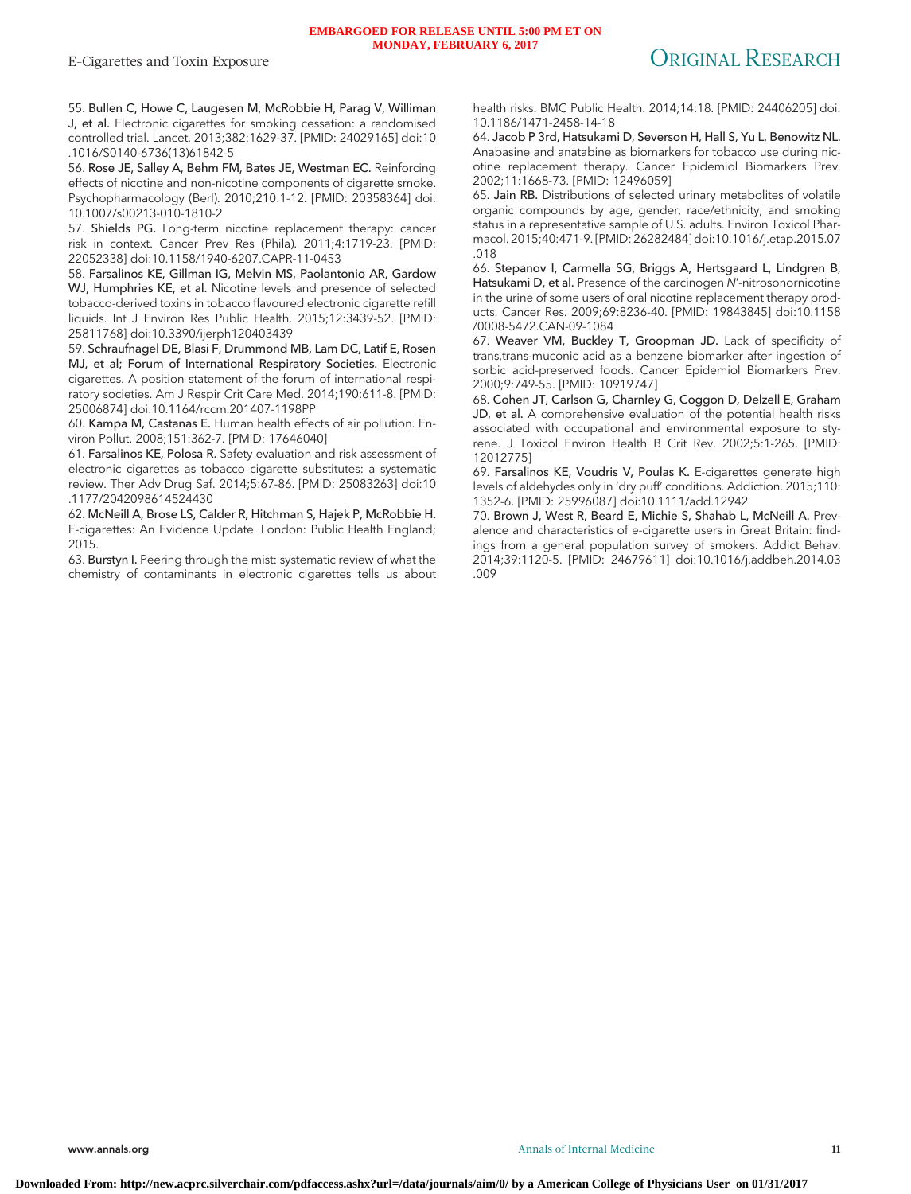55. **Bullen C, Howe C, Laugesen M, McRobbie H, Parag V, Williman J, et al.** Electronic cigarettes for smoking cessation: a randomised controlled trial. Lancet. 2013;382:1629-37. [PMID: 24029165] doi:10.1016/S0140-6736(13)61842-5

56. **Rose JE, Salley A, Behm FM, Bates JE, Westman EC.** Reinforcing effects of nicotine and non-nicotine components of cigarette smoke. Psychopharmacology (Berl). 2010;210:1-12. [PMID: 20358364] doi:10.1007/s00213-010-1810-2

57. **Shields PG.** Long-term nicotine replacement therapy: cancer risk in context. Cancer Prev Res (Phila). 2011;4:1719-23. [PMID: 22052338] doi:10.1158/1940-6207.CAPR-11-0453

58. **Farsalinos KE, Gillman IG, Melvin MS, Paolantonio AR, Gardow WJ, Humphries KE, et al.** Nicotine levels and presence of selected tobacco-derived toxins in tobacco flavoured electronic cigarette refill liquids. Int J Environ Res Public Health. 2015;12:3439-52. [PMID: 25811768] doi:10.3390/ijerph120403439

59. **Schraufnagel DE, Blasi F, Drummond MB, Lam DC, Latif E, Rosen MJ, et al; Forum of International Respiratory Societies.** Electronic cigarettes. A position statement of the forum of international respiratory societies. Am J Respir Crit Care Med. 2014;190:611-8. [PMID: 25006874] doi:10.1164/rccm.201407-1198PP

60. **Kampa M, Castanas E.** Human health effects of air pollution. Environ Pollut. 2008;151:362-7. [PMID: 17646040]

61. **Farsalinos KE, Polosa R.** Safety evaluation and risk assessment of electronic cigarettes as tobacco cigarette substitutes: a systematic review. Ther Adv Drug Saf. 2014;5:67-86. [PMID: 25083263] doi:10.1177/2042098614524430

62. **McNeill A, Brose LS, Calder R, Hitchman S, Hajek P, McRobbie H.** E-cigarettes: An Evidence Update. London: Public Health England; 2015.

63. **Burstyn I.** Peering through the mist: systematic review of what the chemistry of contaminants in electronic cigarettes tells us about health risks. BMC Public Health. 2014;14:18. [PMID: 24406205] doi:10.1186/1471-2458-14-18

64. **Jacob P 3rd, Hatsukami D, Severson H, Hall S, Yu L, Benowitz NL.** Anabasine and anatabine as biomarkers for tobacco use during nicotine replacement therapy. Cancer Epidemiol Biomarkers Prev. 2002;11:1668-73. [PMID: 12496059]

65. **Jain RB.** Distributions of selected urinary metabolites of volatile organic compounds by age, gender, race/ethnicity, and smoking status in a representative sample of U.S. adults. Environ Toxicol Pharmacol. 2015;40:471-9. [PMID: 26282484] doi:10.1016/j.etap.2015.07.018

66. **Stepanov I, Carmella SG, Briggs A, Hertsgaard L, Lindgren B, Hatsukami D, et al.** Presence of the carcinogen *N*′-nitrosonornicotine in the urine of some users of oral nicotine replacement therapy products. Cancer Res. 2009;69:8236-40. [PMID: 19843845] doi:10.1158/0008-5472.CAN-09-1084

67. **Weaver VM, Buckley T, Groopman JD.** Lack of specificity of trans,trans-muconic acid as a benzene biomarker after ingestion of sorbic acid-preserved foods. Cancer Epidemiol Biomarkers Prev. 2000;9:749-55. [PMID: 10919747]

68. **Cohen JT, Carlson G, Charnley G, Coggon D, Delzell E, Graham JD, et al.** A comprehensive evaluation of the potential health risks associated with occupational and environmental exposure to styrene. J Toxicol Environ Health B Crit Rev. 2002;5:1-265. [PMID: 12012775]

69. **Farsalinos KE, Voudris V, Poulas K.** E-cigarettes generate high levels of aldehydes only in 'dry puff' conditions. Addiction. 2015;110:1352-6. [PMID: 25996087] doi:10.1111/add.12942

70. **Brown J, West R, Beard E, Michie S, Shahab L, McNeill A.** Prevalence and characteristics of e-cigarette users in Great Britain: findings from a general population survey of smokers. Addict Behav. 2014;39:1120-5. [PMID: 24679611] doi:10.1016/j.addbeh.2014.03.009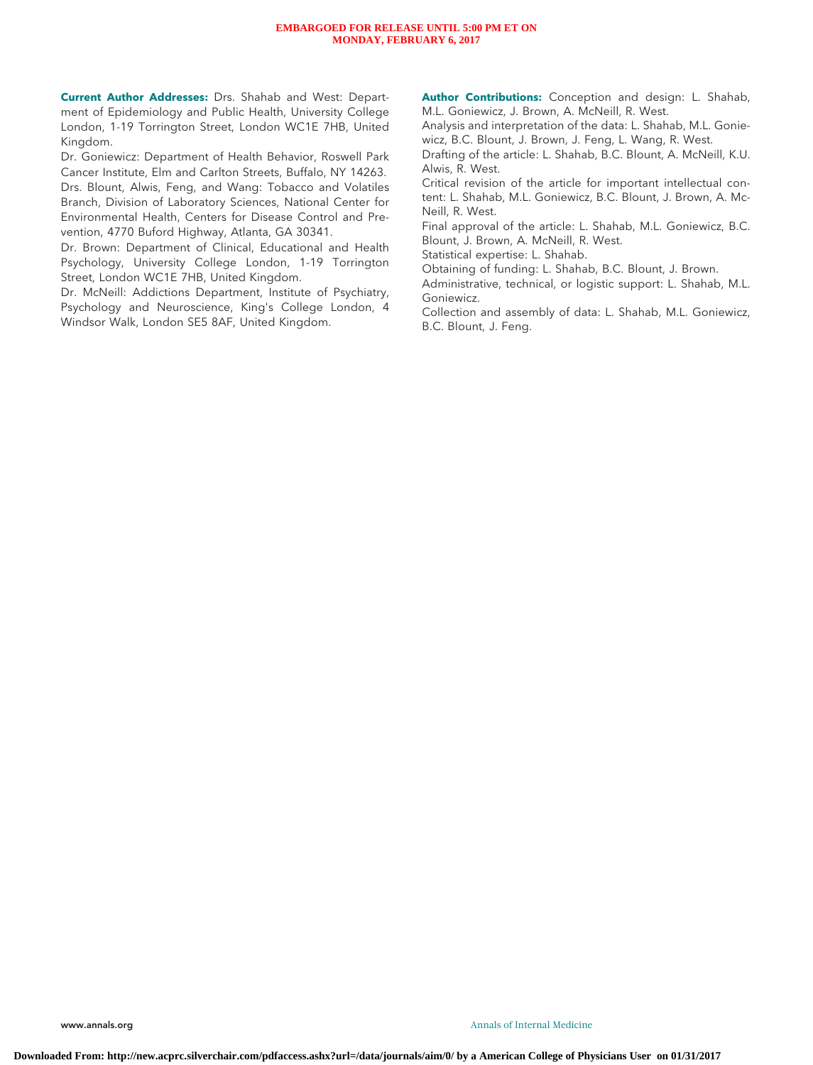**Current Author Addresses:** Drs. Shahab and West: Department of Epidemiology and Public Health, University College London, 1-19 Torrington Street, London WC1E 7HB, United Kingdom.

Dr. Goniewicz: Department of Health Behavior, Roswell Park Cancer Institute, Elm and Carlton Streets, Buffalo, NY 14263.

Drs. Blount, Alwis, Feng, and Wang: Tobacco and Volatiles Branch, Division of Laboratory Sciences, National Center for Environmental Health, Centers for Disease Control and Prevention, 4770 Buford Highway, Atlanta, GA 30341.

Dr. Brown: Department of Clinical, Educational and Health Psychology, University College London, 1-19 Torrington Street, London WC1E 7HB, United Kingdom.

Dr. McNeill: Addictions Department, Institute of Psychiatry, Psychology and Neuroscience, King's College London, 4 Windsor Walk, London SE5 8AF, United Kingdom.

**Author Contributions:** Conception and design: L. Shahab, M.L. Goniewicz, J. Brown, A. McNeill, R. West.

Analysis and interpretation of the data: L. Shahab, M.L. Goniewicz, B.C. Blount, J. Brown, J. Feng, L. Wang, R. West.

Drafting of the article: L. Shahab, B.C. Blount, A. McNeill, K.U. Alwis, R. West.

Critical revision of the article for important intellectual content: L. Shahab, M.L. Goniewicz, B.C. Blount, J. Brown, A. McNeill, R. West.

Final approval of the article: L. Shahab, M.L. Goniewicz, B.C. Blount, J. Brown, A. McNeill, R. West.

Statistical expertise: L. Shahab.

Obtaining of funding: L. Shahab, B.C. Blount, J. Brown.

Administrative, technical, or logistic support: L. Shahab, M.L. Goniewicz.

Collection and assembly of data: L. Shahab, M.L. Goniewicz, B.C. Blount, J. Feng.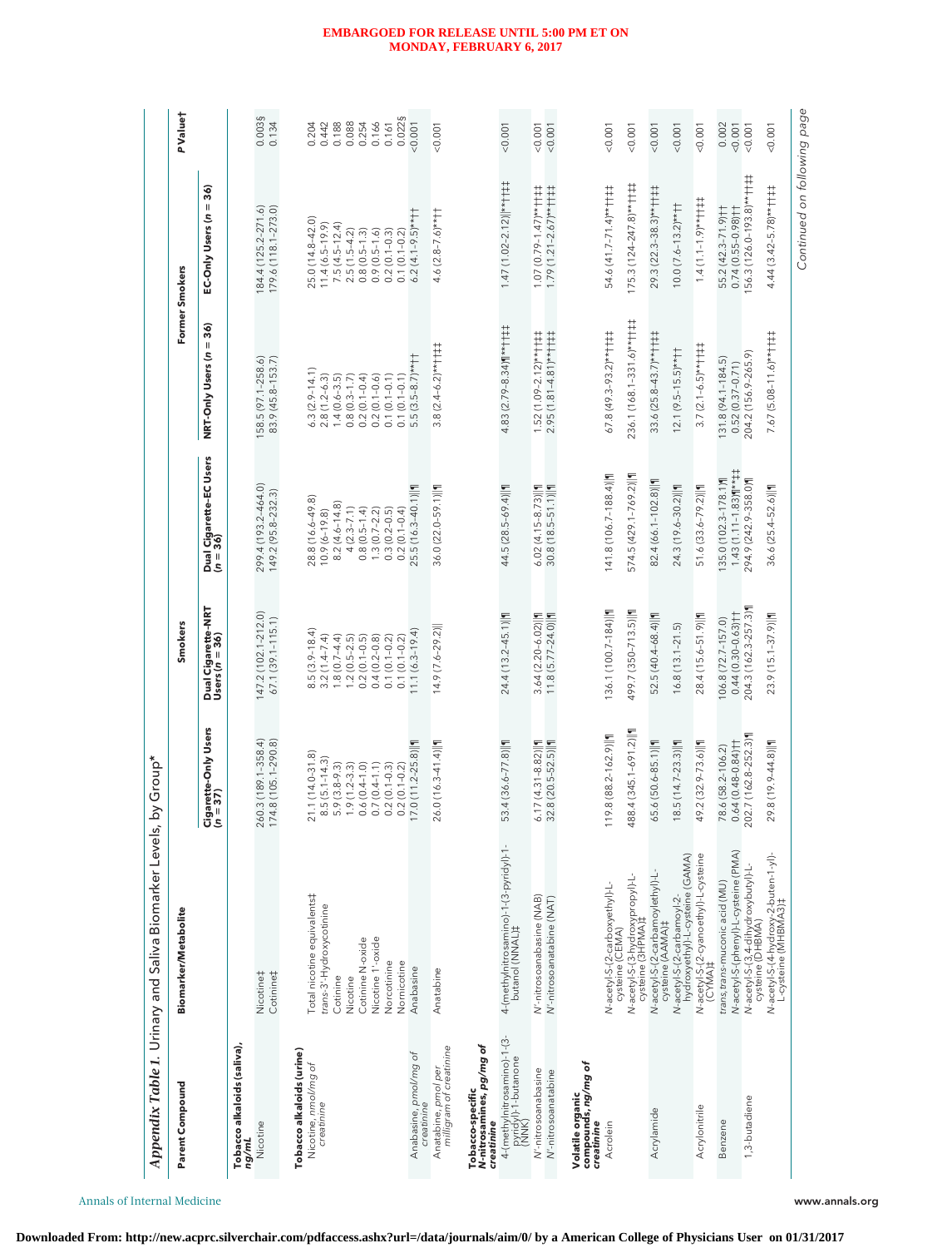*Appendix Table 1.* Urinary and Saliva Biomarker Levels, by Group*

| Parent Compound | Biomarker/Metabolite | Smokers | | | Former Smokers | | P Value† |
|---|---|---|---|---|---|---|---|
| | | Cigarette-Only Users (n = 37) | Dual Cigarette–NRT Users (n = 36) | Dual Cigarette–EC Users (n = 36) | NRT-Only Users (n = 36) | EC-Only Users (n = 36) | |
| **Tobacco alkaloids (saliva), ng/mL** | | | | | | | |
| Nicotine | Nicotine‡ | 260.3 (189.1–358.4) | 147.2 (102.1–212.0) | 299.4 (193.2–464.0) | 158.5 (97.1–258.6) | 184.4 (125.2–271.6) | 0.003§ |
| | Cotinine‡ | 174.8 (105.1–290.8) | 67.1 (39.1–115.1) | 149.2 (95.8–232.3) | 83.9 (45.8–153.7) | 179.6 (118.1–273.0) | 0.134 |
| **Tobacco alkaloids (urine)** | | | | | | | |
| Nicotine, nmol/mg of creatinine | Total nicotine equivalents‡ | 21.1 (14.0–31.8) | 8.5 (3.9–18.4) | 28.8 (16.6–49.8) | 6.3 (2.9–14.1) | 25.0 (14.8–42.0) | 0.204 |
| | trans-3′-Hydroxycotinine | 8.5 (5.1–14.3) | 3.2 (1.4–7.4) | 10.9 (6–19.8) | 2.8 (1.2–6.3) | 11.4 (6.5–19.9) | 0.442 |
| | Cotinine | 5.9 (3.8–9.3) | 1.8 (0.7–4.4) | 8.2 (4.6–14.8) | 1.4 (0.6–3.5) | 7.5 (4.5–12.4) | 0.188 |
| | Nicotine | 1.9 (1.2–3.3) | 1.2 (0.5–2.5) | 4 (2.3–7.1) | 0.8 (0.3–1.7) | 2.5 (1.5–4.2) | 0.088 |
| | Cotinine N-oxide | 0.6 (0.4–1.0) | 0.2 (0.1–0.5) | 0.8 (0.5–1.4) | 0.2 (0.1–0.4) | 0.8 (0.5–1.3) | 0.254 |
| | Nicotine 1′-oxide | 0.7 (0.4–1.1) | 0.4 (0.2–0.8) | 1.3 (0.7–2.2) | 0.2 (0.1–0.6) | 0.9 (0.5–1.6) | 0.166 |
| | Norcotinine | 0.2 (0.1–0.3) | 0.1 (0.1–0.2) | 0.3 (0.2–0.5) | 0.1 (0.1–0.1) | 0.2 (0.1–0.3) | 0.161 |
| | Nornicotine | 0.2 (0.1–0.2) | 0.1 (0.1–0.2) | 0.2 (0.1–0.4) | 0.1 (0.1–0.1) | 0.1 (0.1–0.2) | 0.022§ |
| Anabasine, pmol/mg of creatinine | Anabasine | 17.0 (11.2–25.8)‖¶ | 11.1 (6.3–19.4) | 25.5 (16.3–40.1)‖¶ | 5.5 (3.5–8.7)**†† | 6.2 (4.1–9.5)**†† | <0.001 |
| Anatabine, pmol per milligram of creatinine | Anatabine | 26.0 (16.3–41.4)‖¶ | 14.9 (7.6–29.2)‖ | 36.0 (22.0–59.1)‖¶ | 3.8 (2.4–6.2)**†‡‡ | 4.6 (2.8–7.6)**†† | <0.001 |
| **Tobacco-specific N-nitrosamines, pg/mg of creatinine** | | | | | | | |
| 4-(methylnitrosamino)-1-(3-pyridyl)-1-butanone (NNK) | 4-(methylnitrosamino)-1-(3-pyridyl)-1-butanol (NNAL)‡ | 53.4 (36.6–77.8)‖¶ | 24.4 (13.2–45.1)‖¶ | 44.5 (28.5–69.4)‖¶ | 4.83 (2.79–8.34)¶**††‡‡ | 1.47 (1.02–2.12)‖**††‡‡ | <0.001 |
| N′-nitrosoanabasine | N′-nitrosoanabasine (NAB) | 6.17 (4.31–8.82)‖¶ | 3.64 (2.20–6.02)‖¶ | 6.02 (4.15–8.73)‖¶ | 1.52 (1.09–2.12)**††‡‡ | 1.07 (0.79–1.47)**††‡‡ | <0.001 |
| N′-nitrosoanatabine | N′-nitrosoanatabine (NAT) | 32.8 (20.5–52.5)‖¶ | 11.8 (5.77–24.0)‖¶ | 30.8 (18.5–51.1)‖¶ | 2.95 (1.81–4.81)**††‡‡ | 1.79 (1.21–2.67)**††‡‡ | <0.001 |
| **Volatile organic compounds, ng/mg of creatinine** | | | | | | | |
| Acrolein | N-acetyl-S-(2-carboxyethyl)-L-cysteine (CEMA) | 119.8 (88.2–162.9)‖¶ | 136.1 (100.7–184)‖¶ | 141.8 (106.7–188.4)‖¶ | 67.8 (49.3–93.2)**††‡‡ | 54.6 (41.7–71.4)**††‡‡ | <0.001 |
| | N-acetyl-S-(3-hydroxypropyl)-L-cysteine (3HPMA)‡ | 488.4 (345.1–691.2)‖¶ | 499.7 (350–713.5)‖¶ | 574.5 (429.1–769.2)‖¶ | 236.1 (168.1–331.6)**††‡‡ | 175.3 (124–247.8)**††‡‡ | <0.001 |
| Acrylamide | N-acetyl-S-(2-carbamoylethyl)-L-cysteine (AAMA)‡ | 65.6 (50.6–85.1)‖¶ | 52.5 (40.4–68.4)‖¶ | 82.4 (66.1–102.8)‖¶ | 33.6 (25.8–43.7)**††‡‡ | 29.3 (22.3–38.3)**††‡‡ | <0.001 |
| | N-acetyl-S-(2-carbamoyl-2-hydroxyethyl)-L-cysteine (GAMA) | 18.5 (14.7–23.3)‖¶ | 16.8 (13.1–21.5) | 24.3 (19.6–30.2)‖¶ | 12.1 (9.5–15.5)**†† | 10.0 (7.6–13.2)**†† | <0.001 |
| Acrylonitrile | N-acetyl-S-(2-cyanoethyl)-L-cysteine (CYMA)‡ | 49.2 (32.9–73.6)‖¶ | 28.4 (15.6–51.9)‖¶ | 51.6 (33.6–79.2)‖¶ | 3.7 (2.1–6.5)**††‡‡ | 1.4 (1.1–1.9)**††‡‡ | <0.001 |
| Benzene | trans,trans-muconic acid (MU) | 78.6 (58.2–106.2) | 106.8 (72.7–157.0) | 135.0 (102.3–178.1)¶ | 131.8 (94.1–184.5) | 55.2 (42.3–71.9)†† | 0.002 |
| | N-acetyl-S-(phenyl)-L-cysteine (PMA) | 0.64 (0.48–0.84)†† | 0.44 (0.30–0.63)†† | 1.43 (1.11–1.83)¶**‡‡ | 0.52 (0.37–0.71) | 0.74 (0.55–0.98)†† | <0.001 |
| 1,3-butadiene | N-acetyl-S-(3,4-dihydroxybutyl)-L-cysteine (DHBMA) | 202.7 (162.8–252.3)¶ | 204.3 (162.3–257.3)¶ | 294.9 (242.9–358.0)¶ | 204.2 (156.9–265.9) | 156.3 (126.0–193.8)**††‡‡ | <0.001 |
| | N-acetyl-S-(4-hydroxy-2-buten-1-yl)-L-cysteine (MHBMA3)‡ | 29.8 (19.9–44.8)‖¶ | 23.9 (15.1–37.9)‖¶ | 36.6 (25.4–52.6)‖¶ | 7.67 (5.08–11.6)**††‡‡ | 4.44 (3.42–5.78)**††‡‡ | <0.001 |

*Continued on following page*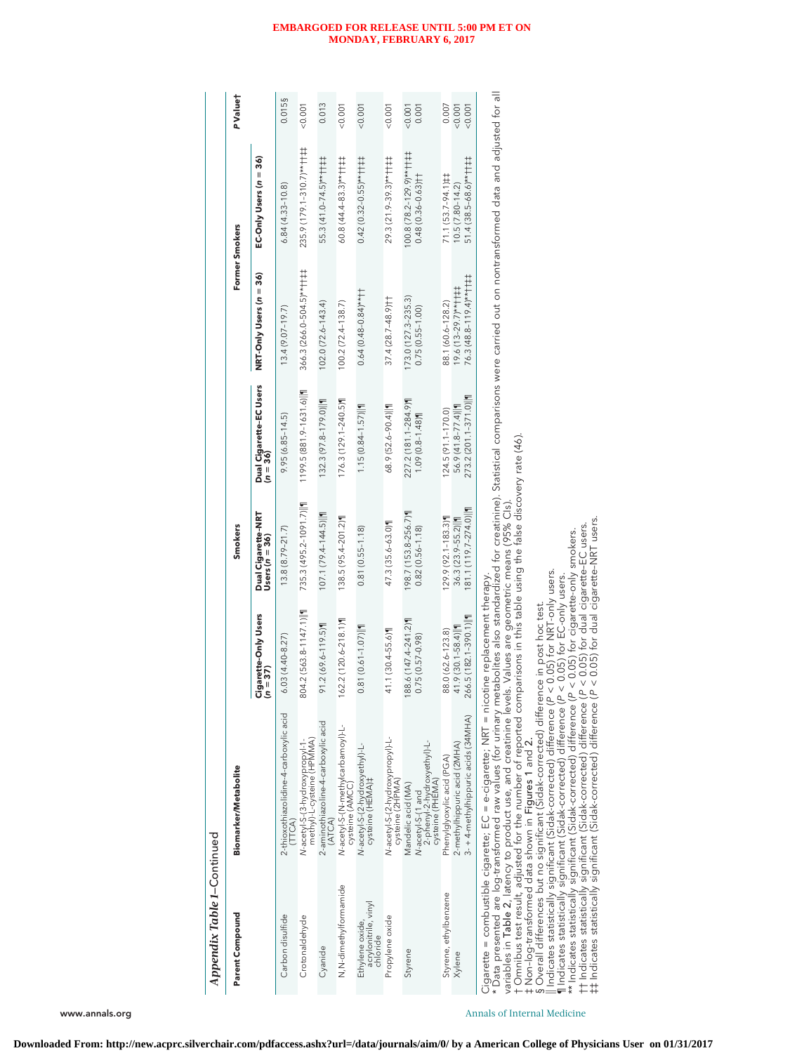*Appendix Table 1*–Continued

| Parent Compound | Biomarker/Metabolite | Smokers | | | Former Smokers | | P Value† |
|---|---|---|---|---|---|---|---|
| | | Cigarette-Only Users (n = 37) | Dual Cigarette–NRT Users (n = 36) | Dual Cigarette–EC Users (n = 36) | NRT-Only Users (n = 36) | EC-Only Users (n = 36) | |
| Carbon disulfide | 2-thioxothiazolidine-4-carboxylic acid (TTCA) | 6.03 (4.40–8.27) | 13.8 (8.79–21.7) | 9.95 (6.85–14.5) | 13.4 (9.07–19.7) | 6.84 (4.33–10.8) | 0.015§ |
| Crotonaldehyde | N-acetyl-S-(3-hydroxypropyl-1-methyl)-L-cysteine (HPMMA) | 804.2 (563.8–1147.1)‖¶ | 735.3 (495.2–1091.7)‖¶ | 1199.5 (881.9–1631.6)‖¶ | 366.3 (266.0–504.5)**††‡‡ | 235.9 (179.1–310.7)**††‡‡ | <0.001 |
| Cyanide | 2-aminothiazoline-4-carboxylic acid (ATCA) | 91.2 (69.6–119.5)¶ | 107.1 (79.4–144.5)‖¶ | 132.3 (97.8–179.0)‖¶ | 102.0 (72.6–143.4) | 55.3 (41.0–74.5)**††‡‡ | 0.013 |
| N,N-dimethylformamide | N-acetyl-S-(N-methylcarbamoyl)-L-cysteine (AMCC) | 162.2 (120.6–218.1)¶ | 138.5 (95.4–201.2)¶ | 176.3 (129.1–240.5)¶ | 100.2 (72.4–138.7) | 60.8 (44.4–83.3)**††‡‡ | <0.001 |
| Ethylene oxide, acrylonitrile, vinyl chloride | N-acetyl-S-(2-hydroxyethyl)-L-cysteine (HEMA)‡ | 0.81 (0.61–1.07)‖¶ | 0.81 (0.55–1.18) | 1.15 (0.84–1.57)‖¶ | 0.64 (0.48–0.84)**†† | 0.42 (0.32–0.55)**††‡‡ | <0.001 |
| Propylene oxide | N-acetyl-S-(2-hydroxypropyl)-L-cysteine (2HPMA) | 41.1 (30.4–55.6)¶ | 47.3 (35.6–63.0)¶ | 68.9 (52.6–90.4)‖¶ | 37.4 (28.7–48.9)†† | 29.3 (21.9–39.3)**††‡‡ | <0.001 |
| Styrene | Mandelic acid (MA) | 188.6 (147.4–241.2)¶ | 198.7 (153.8–256.7)¶ | 227.2 (181.1–284.9)¶ | 173.0 (127.3–235.3) | 100.8 (78.2–129.9)**††‡‡ | <0.001 |
| | N-acetyl-S-(1 and 2-phenyl-2-hydroxyethyl)-L-cysteine (PHEMA) | 0.75 (0.57–0.98) | 0.82 (0.56–1.18) | 1.09 (0.8–1.48)¶ | 0.75 (0.55–1.00) | 0.48 (0.36–0.63)†† | 0.001 |
| Styrene, ethylbenzene | Phenylglyoxylic acid (PGA) | 88.0 (62.6–123.8) | 129.9 (92.1–183.3)¶ | 124.5 (91.1–170.0) | 88.1 (60.6–128.2) | 71.1 (53.7–94.1)‡‡ | 0.007 |
| Xylene | 2-methylhippuric acid (2MHA) | 41.9 (30.1–58.4)‖¶ | 36.3 (23.9–55.2)‖¶ | 56.9 (41.8–77.4)‖¶ | 19.6 (13–29.7)**††‡‡ | 10.5 (7.80–14.2) | <0.001 |
| | 3- + 4-methylhippuric acids (34MHA) | 266.5 (182.1–390.1)‖¶ | 181.1 (119.7–274.0)‖¶ | 273.2 (201.1–371.0)‖¶ | 76.3 (48.8–119.4)**††‡‡ | 51.4 (38.5–68.6)**††‡‡ | <0.001 |

Cigarette = combustible cigarette; EC = e-cigarette; NRT = nicotine replacement therapy.
\* Data presented are log-transformed raw values (for urinary metabolites also standardized for creatinine). Statistical comparisons were carried out on nontransformed data and adjusted for all variables in **Table 2**, latency to product use, and creatinine levels. Values are geometric means (95% CIs).
† Omnibus test result, adjusted for the number of reported comparisons in this table using the false discovery rate (46).
‡ Non-log-transformed data shown in **Figures 1** and **2**.
§ Overall differences but no significant (Sidak-corrected) difference in post hoc test.
‖ Indicates statistically significant (Sidak-corrected) difference ($P < 0.05$) for NRT-only users.
¶ Indicates statistically significant (Sidak-corrected) difference ($P < 0.05$) for EC-only users.
\*\* Indicates statistically significant (Sidak-corrected) difference ($P < 0.05$) for cigarette-only smokers.
†† Indicates statistically significant (Sidak-corrected) difference ($P < 0.05$) for dual cigarette–EC users.
‡‡ Indicates statistically significant (Sidak-corrected) difference ($P < 0.05$) for dual cigarette–NRT users.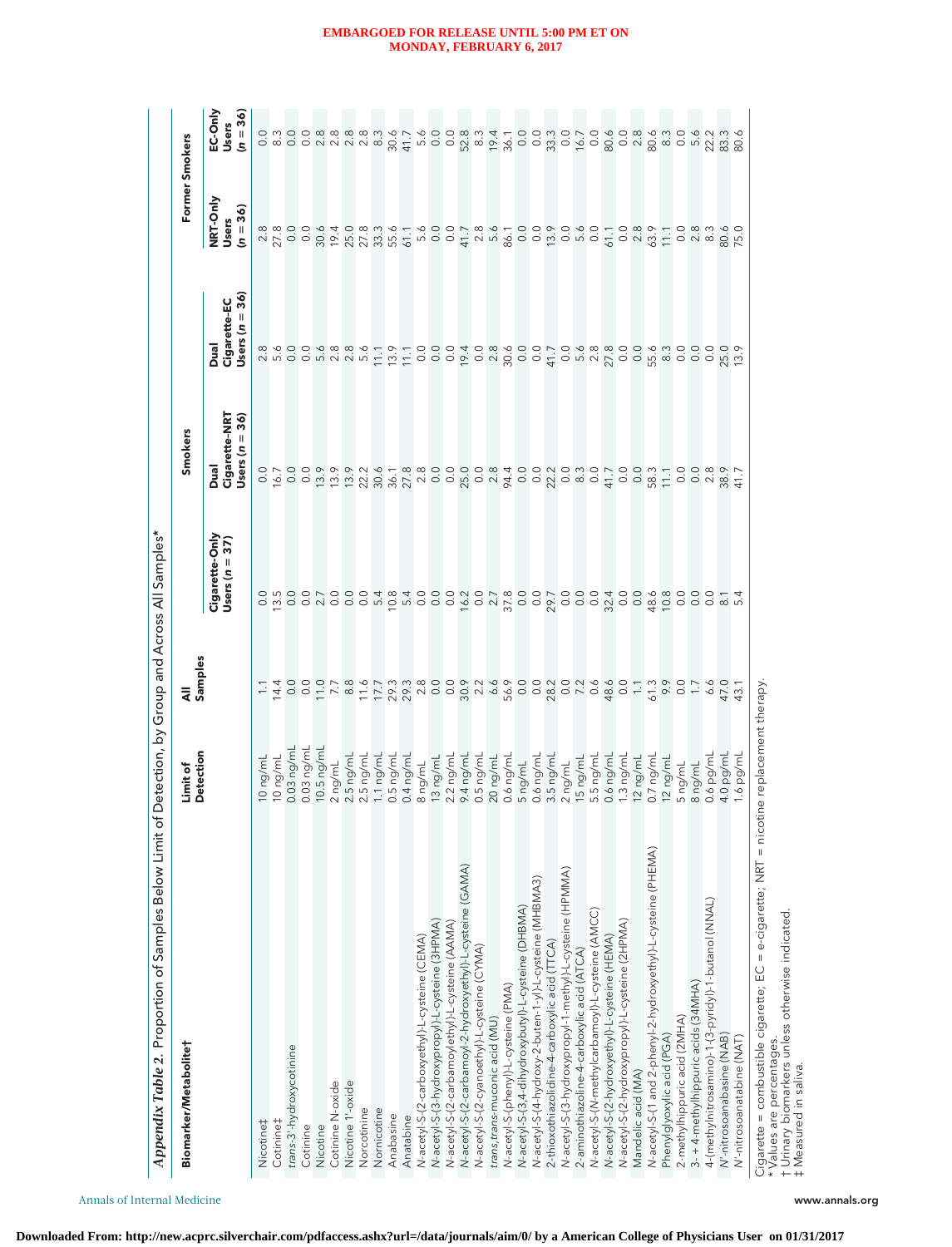*Appendix Table 2.* Proportion of Samples Below Limit of Detection, by Group and Across All Samples*

| Biomarker/Metabolite† | Limit of Detection | All Samples | Cigarette-Only Users (n = 37) | Smokers | | Former Smokers | |
|---|---|---|---|---|---|---|---|
| | | | | Dual Cigarette–NRT Users (n = 36) | Dual Cigarette–EC Users (n = 36) | NRT-Only Users (n = 36) | EC-Only Users (n = 36) |
| Nicotine‡ | 10 ng/mL | 1.1 | 0.0 | 0.0 | 2.8 | 2.8 | 0.0 |
| Cotinine‡ | 10 ng/mL | 14.4 | 13.5 | 16.7 | 5.6 | 27.8 | 8.3 |
| *trans*-3′-hydroxycotinine | 0.03 ng/mL | 0.0 | 0.0 | 0.0 | 0.0 | 0.0 | 0.0 |
| Cotinine | 0.03 ng/mL | 0.0 | 0.0 | 0.0 | 0.0 | 0.0 | 0.0 |
| Nicotine | 10.5 ng/mL | 11.0 | 2.7 | 13.9 | 5.6 | 30.6 | 2.8 |
| Cotinine N-oxide | 2 ng/mL | 7.7 | 0.0 | 13.9 | 2.8 | 19.4 | 2.8 |
| Nicotine 1′-oxide | 2.5 ng/mL | 8.8 | 0.0 | 13.9 | 2.8 | 25.0 | 2.8 |
| Norcotinine | 2.5 ng/mL | 11.6 | 0.0 | 22.2 | 5.6 | 27.8 | 2.8 |
| Nornicotine | 1.1 ng/mL | 17.7 | 5.4 | 30.6 | 11.1 | 33.3 | 8.3 |
| Anabasine | 0.5 ng/mL | 29.3 | 10.8 | 36.1 | 13.9 | 55.6 | 30.6 |
| Anatabine | 0.4 ng/mL | 29.3 | 5.4 | 27.8 | 11.1 | 61.1 | 41.7 |
| *N*-acetyl-*S*-(2-carboxyethyl)-L-cysteine (CEMA) | 8 ng/mL | 2.8 | 0.0 | 2.8 | 0.0 | 5.6 | 5.6 |
| *N*-acetyl-*S*-(3-hydroxypropyl)-L-cysteine (3HPMA) | 13 ng/mL | 0.0 | 0.0 | 0.0 | 0.0 | 0.0 | 0.0 |
| *N*-acetyl-*S*-(2-carbamoylethyl)-L-cysteine (AAMA) | 2.2 ng/mL | 0.0 | 0.0 | 0.0 | 0.0 | 0.0 | 0.0 |
| *N*-acetyl-*S*-(2-carbamoyl-2-hydroxyethyl)-L-cysteine (GAMA) | 9.4 ng/mL | 30.9 | 16.2 | 25.0 | 19.4 | 41.7 | 52.8 |
| *N*-acetyl-*S*-(2-cyanoethyl)-L-cysteine (CYMA) | 0.5 ng/mL | 2.2 | 0.0 | 0.0 | 0.0 | 2.8 | 8.3 |
| *trans,trans*-muconic acid (MU) | 20 ng/mL | 6.6 | 2.7 | 2.8 | 2.8 | 5.6 | 19.4 |
| *N*-acetyl-*S*-(phenyl)-L-cysteine (PMA) | 0.6 ng/mL | 56.9 | 37.8 | 94.4 | 30.6 | 86.1 | 36.1 |
| *N*-acetyl-*S*-(3,4-dihydroxybutyl)-L-cysteine (DHBMA) | 5 ng/mL | 0.0 | 0.0 | 0.0 | 0.0 | 0.0 | 0.0 |
| *N*-acetyl-*S*-(4-hydroxy-2-buten-1-yl)-L-cysteine (MHBMA3) | 0.6 ng/mL | 0.0 | 0.0 | 0.0 | 0.0 | 0.0 | 0.0 |
| 2-thioxothiazolidine-4-carboxylic acid (TTCA) | 3.5 ng/mL | 28.2 | 29.7 | 22.2 | 41.7 | 13.9 | 33.3 |
| *N*-acetyl-*S*-(3-hydroxypropyl-1-methyl)-L-cysteine (HPMMA) | 2 ng/mL | 0.0 | 0.0 | 0.0 | 0.0 | 0.0 | 0.0 |
| 2-aminothiazoline-4-carboxylic acid (ATCA) | 15 ng/mL | 7.2 | 0.0 | 8.3 | 5.6 | 5.6 | 16.7 |
| *N*-acetyl-*S*-(*N*-methylcarbamoyl)-L-cysteine (AMCC) | 5.5 ng/mL | 0.6 | 0.0 | 0.0 | 2.8 | 0.0 | 0.0 |
| *N*-acetyl-*S*-(2-hydroxyethyl)-L-cysteine (HEMA) | 0.6 ng/mL | 48.6 | 32.4 | 41.7 | 27.8 | 61.1 | 80.6 |
| *N*-acetyl-*S*-(2-hydroxypropyl)-L-cysteine (2HPMA) | 1.3 ng/mL | 0.0 | 0.0 | 0.0 | 0.0 | 0.0 | 0.0 |
| Mandelic acid (MA) | 12 ng/mL | 1.1 | 0.0 | 0.0 | 0.0 | 2.8 | 2.8 |
| *N*-acetyl-*S*-(1 and 2-phenyl-2-hydroxyethyl)-L-cysteine (PHEMA) | 0.7 ng/mL | 61.3 | 48.6 | 58.3 | 55.6 | 63.9 | 80.6 |
| Phenylglyoxylic acid (PGA) | 12 ng/mL | 9.9 | 10.8 | 11.1 | 8.3 | 11.1 | 8.3 |
| 2-methylhippuric acid (2MHA) | 5 ng/mL | 0.0 | 0.0 | 0.0 | 0.0 | 0.0 | 0.0 |
| 3- + 4-methylhippuric acids (34MHA) | 8 ng/mL | 1.7 | 0.0 | 0.0 | 0.0 | 2.8 | 5.6 |
| 4-(methylnitrosamino)-1-(3-pyridyl)-1-butanol (NNAL) | 0.6 pg/mL | 6.6 | 0.0 | 2.8 | 0.0 | 8.3 | 22.2 |
| *N*′-nitrosoanabasine (NAB) | 4.0 pg/mL | 47.0 | 8.1 | 38.9 | 25.0 | 80.6 | 83.3 |
| *N*′-nitrosoanatabine (NAT) | 1.6 pg/mL | 43.1 | 5.4 | 41.7 | 13.9 | 75.0 | 80.6 |

Cigarette = combustible cigarette; EC = e-cigarette; NRT = nicotine replacement therapy.
\* Values are percentages.
† Urinary biomarkers unless otherwise indicated.
‡ Measured in saliva.